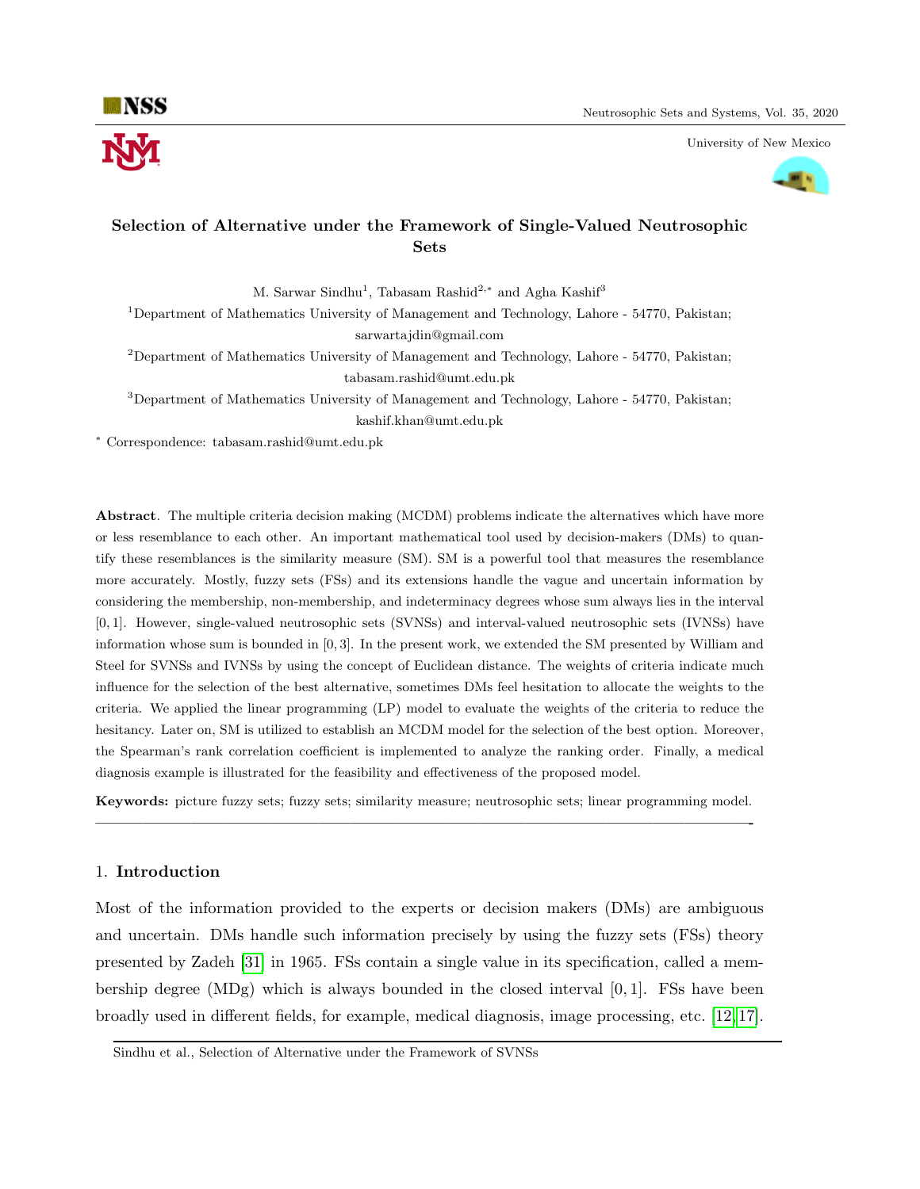# Selection of Alternative under the Framework of Single-Valued Neutrosophic Sets

M. Sarwar Sindhu[1], Tabasam Rashid[2,*] and Agha Kashif[3]

[1]Department of Mathematics University of Management and Technology, Lahore - 54770, Pakistan; sarwartajdin@gmail.com

[2]Department of Mathematics University of Management and Technology, Lahore - 54770, Pakistan; tabasam.rashid@umt.edu.pk

[3]Department of Mathematics University of Management and Technology, Lahore - 54770, Pakistan; kashif.khan@umt.edu.pk

* Correspondence: tabasam.rashid@umt.edu.pk

**Abstract**. The multiple criteria decision making (MCDM) problems indicate the alternatives which have more or less resemblance to each other. An important mathematical tool used by decision-makers (DMs) to quantify these resemblances is the similarity measure (SM). SM is a powerful tool that measures the resemblance more accurately. Mostly, fuzzy sets (FSs) and its extensions handle the vague and uncertain information by considering the membership, non-membership, and indeterminacy degrees whose sum always lies in the interval $[0, 1]$. However, single-valued neutrosophic sets (SVNSs) and interval-valued neutrosophic sets (IVNSs) have information whose sum is bounded in $[0, 3]$. In the present work, we extended the SM presented by William and Steel for SVNSs and IVNSs by using the concept of Euclidean distance. The weights of criteria indicate much influence for the selection of the best alternative, sometimes DMs feel hesitation to allocate the weights to the criteria. We applied the linear programming (LP) model to evaluate the weights of the criteria to reduce the hesitancy. Later on, SM is utilized to establish an MCDM model for the selection of the best option. Moreover, the Spearman's rank correlation coefficient is implemented to analyze the ranking order. Finally, a medical diagnosis example is illustrated for the feasibility and effectiveness of the proposed model.

**Keywords:** picture fuzzy sets; fuzzy sets; similarity measure; neutrosophic sets; linear programming model.

## 1. Introduction

Most of the information provided to the experts or decision makers (DMs) are ambiguous and uncertain. DMs handle such information precisely by using the fuzzy sets (FSs) theory presented by Zadeh [31] in 1965. FSs contain a single value in its specification, called a membership degree (MDg) which is always bounded in the closed interval $[0, 1]$. FSs have been broadly used in different fields, for example, medical diagnosis, image processing, etc. [12, 17].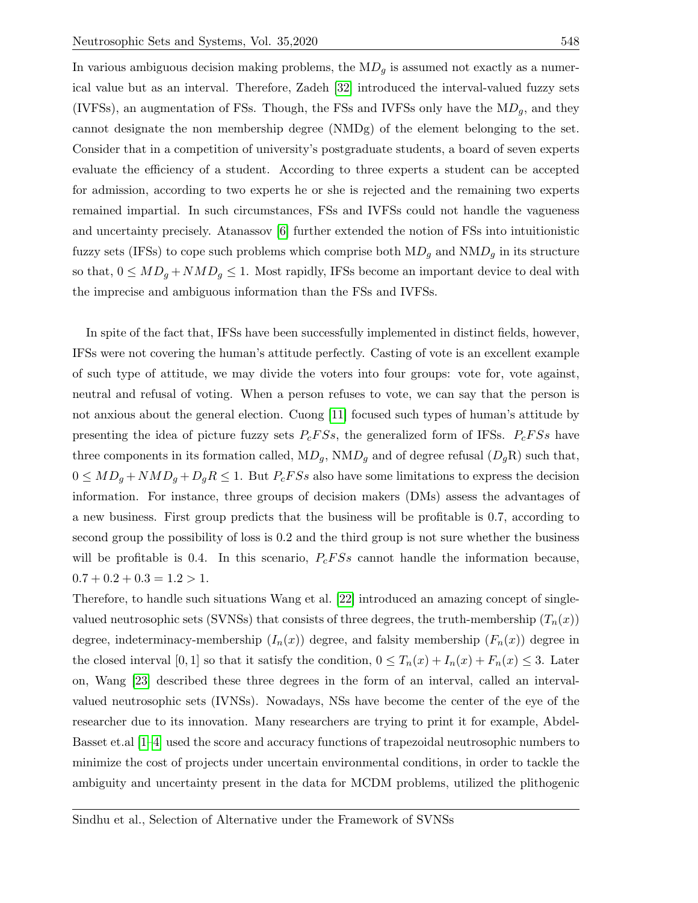In various ambiguous decision making problems, the M$D_g$ is assumed not exactly as a numerical value but as an interval. Therefore, Zadeh [32] introduced the interval-valued fuzzy sets (IVFSs), an augmentation of FSs. Though, the FSs and IVFSs only have the M$D_g$, and they cannot designate the non membership degree (NMDg) of the element belonging to the set. Consider that in a competition of university's postgraduate students, a board of seven experts evaluate the efficiency of a student. According to three experts a student can be accepted for admission, according to two experts he or she is rejected and the remaining two experts remained impartial. In such circumstances, FSs and IVFSs could not handle the vagueness and uncertainty precisely. Atanassov [6] further extended the notion of FSs into intuitionistic fuzzy sets (IFSs) to cope such problems which comprise both M$D_g$ and NM$D_g$ in its structure so that, $0 \leq MD_g + NMD_g \leq 1$. Most rapidly, IFSs become an important device to deal with the imprecise and ambiguous information than the FSs and IVFSs.

In spite of the fact that, IFSs have been successfully implemented in distinct fields, however, IFSs were not covering the human's attitude perfectly. Casting of vote is an excellent example of such type of attitude, we may divide the voters into four groups: vote for, vote against, neutral and refusal of voting. When a person refuses to vote, we can say that the person is not anxious about the general election. Cuong [11] focused such types of human's attitude by presenting the idea of picture fuzzy sets $P_cFSs$, the generalized form of IFSs. $P_cFSs$ have three components in its formation called, M$D_g$, NM$D_g$ and of degree refusal ($D_g$R) such that, $0 \leq MD_g + NMD_g + D_gR \leq 1$. But $P_cFSs$ also have some limitations to express the decision information. For instance, three groups of decision makers (DMs) assess the advantages of a new business. First group predicts that the business will be profitable is 0.7, according to second group the possibility of loss is 0.2 and the third group is not sure whether the business will be profitable is 0.4. In this scenario, $P_cFSs$ cannot handle the information because, $0.7 + 0.2 + 0.3 = 1.2 > 1$.

Therefore, to handle such situations Wang et al. [22] introduced an amazing concept of single-valued neutrosophic sets (SVNSs) that consists of three degrees, the truth-membership ($T_n(x)$) degree, indeterminacy-membership ($I_n(x)$) degree, and falsity membership ($F_n(x)$) degree in the closed interval $[0, 1]$ so that it satisfy the condition, $0 \leq T_n(x) + I_n(x) + F_n(x) \leq 3$. Later on, Wang [23] described these three degrees in the form of an interval, called an interval-valued neutrosophic sets (IVNSs). Nowadays, NSs have become the center of the eye of the researcher due to its innovation. Many researchers are trying to print it for example, Abdel-Basset et.al [1–4] used the score and accuracy functions of trapezoidal neutrosophic numbers to minimize the cost of projects under uncertain environmental conditions, in order to tackle the ambiguity and uncertainty present in the data for MCDM problems, utilized the plithogenic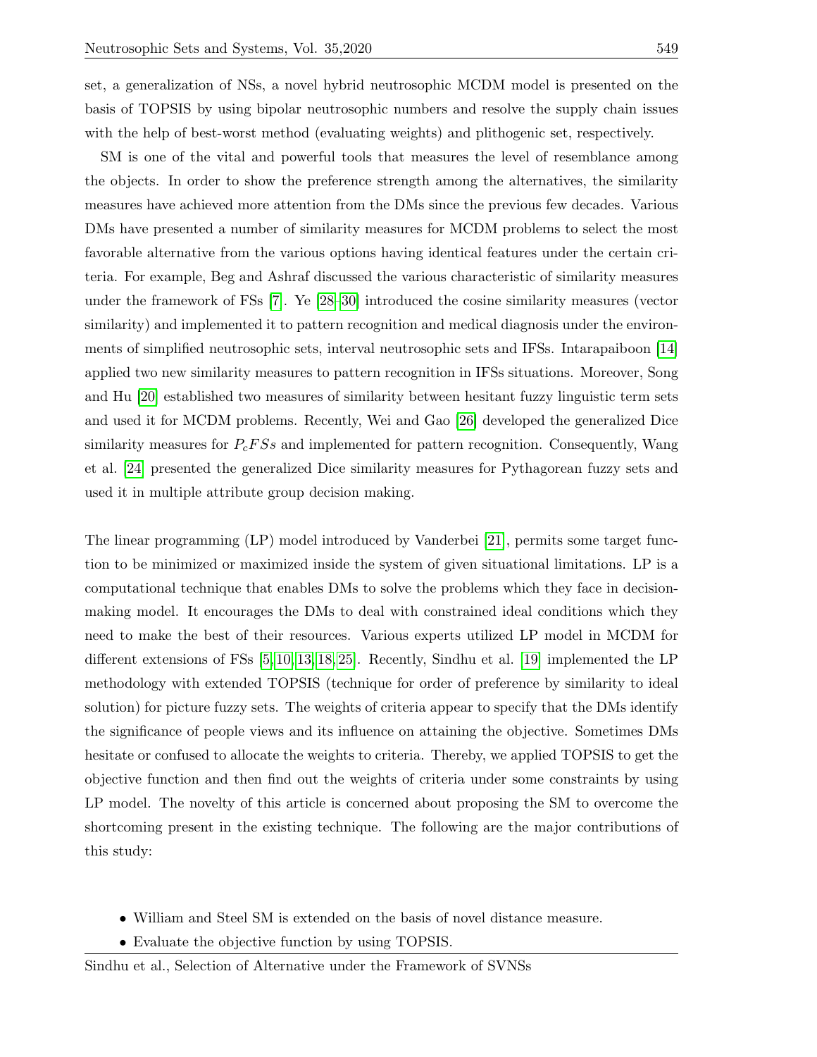set, a generalization of NSs, a novel hybrid neutrosophic MCDM model is presented on the basis of TOPSIS by using bipolar neutrosophic numbers and resolve the supply chain issues with the help of best-worst method (evaluating weights) and plithogenic set, respectively.

SM is one of the vital and powerful tools that measures the level of resemblance among the objects. In order to show the preference strength among the alternatives, the similarity measures have achieved more attention from the DMs since the previous few decades. Various DMs have presented a number of similarity measures for MCDM problems to select the most favorable alternative from the various options having identical features under the certain criteria. For example, Beg and Ashraf discussed the various characteristic of similarity measures under the framework of FSs [7]. Ye [28–30] introduced the cosine similarity measures (vector similarity) and implemented it to pattern recognition and medical diagnosis under the environments of simplified neutrosophic sets, interval neutrosophic sets and IFSs. Intarapaiboon [14] applied two new similarity measures to pattern recognition in IFSs situations. Moreover, Song and Hu [20] established two measures of similarity between hesitant fuzzy linguistic term sets and used it for MCDM problems. Recently, Wei and Gao [26] developed the generalized Dice similarity measures for $P_cFSs$ and implemented for pattern recognition. Consequently, Wang et al. [24] presented the generalized Dice similarity measures for Pythagorean fuzzy sets and used it in multiple attribute group decision making.

The linear programming (LP) model introduced by Vanderbei [21], permits some target function to be minimized or maximized inside the system of given situational limitations. LP is a computational technique that enables DMs to solve the problems which they face in decision-making model. It encourages the DMs to deal with constrained ideal conditions which they need to make the best of their resources. Various experts utilized LP model in MCDM for different extensions of FSs [5,10,13,18,25]. Recently, Sindhu et al. [19] implemented the LP methodology with extended TOPSIS (technique for order of preference by similarity to ideal solution) for picture fuzzy sets. The weights of criteria appear to specify that the DMs identify the significance of people views and its influence on attaining the objective. Sometimes DMs hesitate or confused to allocate the weights to criteria. Thereby, we applied TOPSIS to get the objective function and then find out the weights of criteria under some constraints by using LP model. The novelty of this article is concerned about proposing the SM to overcome the shortcoming present in the existing technique. The following are the major contributions of this study:

- William and Steel SM is extended on the basis of novel distance measure.
- Evaluate the objective function by using TOPSIS.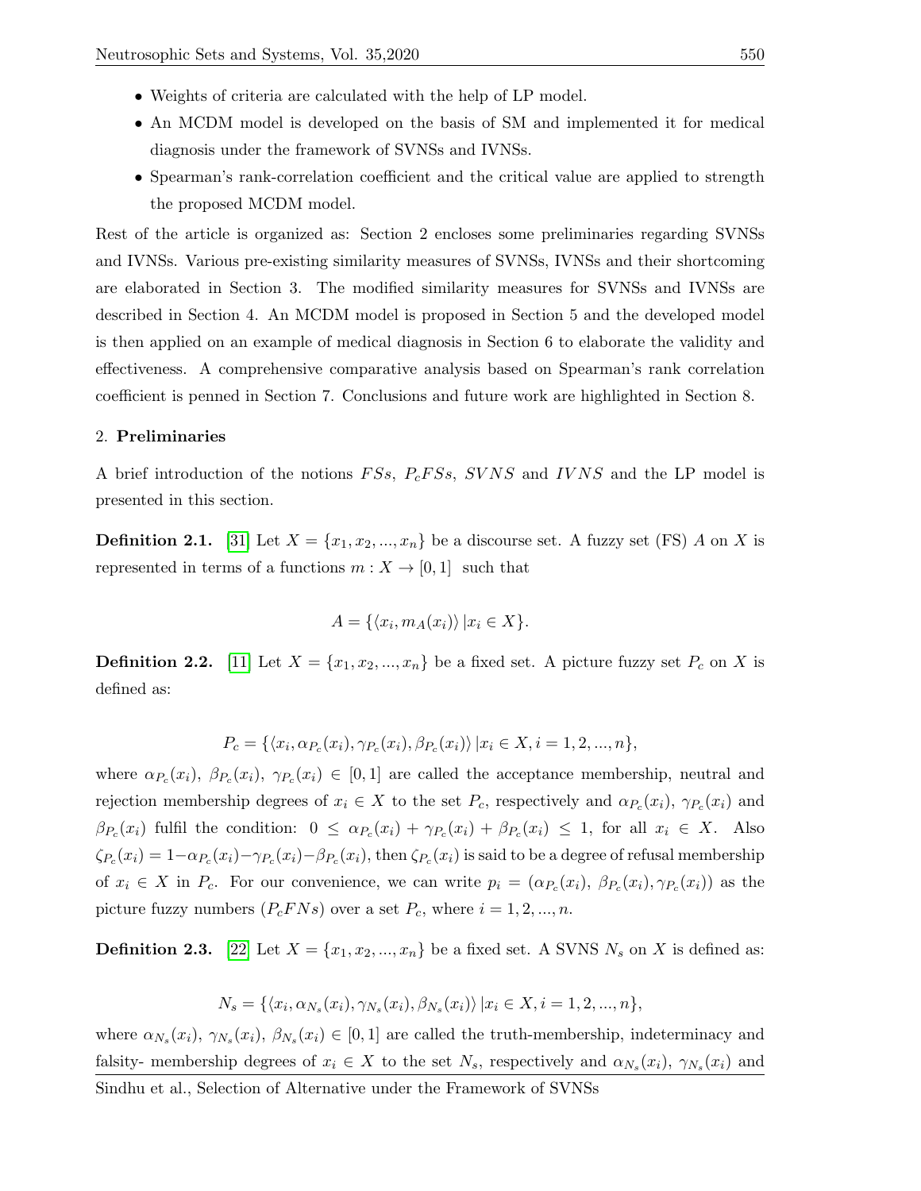- Weights of criteria are calculated with the help of LP model.
- An MCDM model is developed on the basis of SM and implemented it for medical diagnosis under the framework of SVNSs and IVNSs.
- Spearman's rank-correlation coefficient and the critical value are applied to strength the proposed MCDM model.

Rest of the article is organized as: Section 2 encloses some preliminaries regarding SVNSs and IVNSs. Various pre-existing similarity measures of SVNSs, IVNSs and their shortcoming are elaborated in Section 3. The modified similarity measures for SVNSs and IVNSs are described in Section 4. An MCDM model is proposed in Section 5 and the developed model is then applied on an example of medical diagnosis in Section 6 to elaborate the validity and effectiveness. A comprehensive comparative analysis based on Spearman's rank correlation coefficient is penned in Section 7. Conclusions and future work are highlighted in Section 8.

## 2. Preliminaries

A brief introduction of the notions $FSs$, $P_cFSs$, $SVNS$ and $IVNS$ and the LP model is presented in this section.

**Definition 2.1.** [31] Let $X = \{x_1, x_2, ..., x_n\}$ be a discourse set. A fuzzy set (FS) $A$ on $X$ is represented in terms of a functions $m : X \to [0, 1]$ such that

$$A = \{\langle x_i, m_A(x_i)\rangle \, | x_i \in X\}.$$

**Definition 2.2.** [11] Let $X = \{x_1, x_2, ..., x_n\}$ be a fixed set. A picture fuzzy set $P_c$ on $X$ is defined as:

$$P_c = \{\langle x_i, \alpha_{P_c}(x_i), \gamma_{P_c}(x_i), \beta_{P_c}(x_i)\rangle \, | x_i \in X, i = 1, 2, ..., n\},$$

where $\alpha_{P_c}(x_i)$, $\beta_{P_c}(x_i)$, $\gamma_{P_c}(x_i) \in [0, 1]$ are called the acceptance membership, neutral and rejection membership degrees of $x_i \in X$ to the set $P_c$, respectively and $\alpha_{P_c}(x_i)$, $\gamma_{P_c}(x_i)$ and $\beta_{P_c}(x_i)$ fulfil the condition: $0 \leq \alpha_{P_c}(x_i) + \gamma_{P_c}(x_i) + \beta_{P_c}(x_i) \leq 1$, for all $x_i \in X$. Also $\zeta_{P_c}(x_i) = 1 - \alpha_{P_c}(x_i) - \gamma_{P_c}(x_i) - \beta_{P_c}(x_i)$, then $\zeta_{P_c}(x_i)$ is said to be a degree of refusal membership of $x_i \in X$ in $P_c$. For our convenience, we can write $p_i = (\alpha_{P_c}(x_i), \beta_{P_c}(x_i), \gamma_{P_c}(x_i))$ as the picture fuzzy numbers ($P_cFNs$) over a set $P_c$, where $i = 1, 2, ..., n$.

**Definition 2.3.** [22] Let $X = \{x_1, x_2, ..., x_n\}$ be a fixed set. A SVNS $N_s$ on $X$ is defined as:

$$N_s = \{\langle x_i, \alpha_{N_s}(x_i), \gamma_{N_s}(x_i), \beta_{N_s}(x_i)\rangle \, | x_i \in X, i = 1, 2, ..., n\},$$

where $\alpha_{N_s}(x_i)$, $\gamma_{N_s}(x_i)$, $\beta_{N_s}(x_i) \in [0, 1]$ are called the truth-membership, indeterminacy and falsity- membership degrees of $x_i \in X$ to the set $N_s$, respectively and $\alpha_{N_s}(x_i)$, $\gamma_{N_s}(x_i)$ and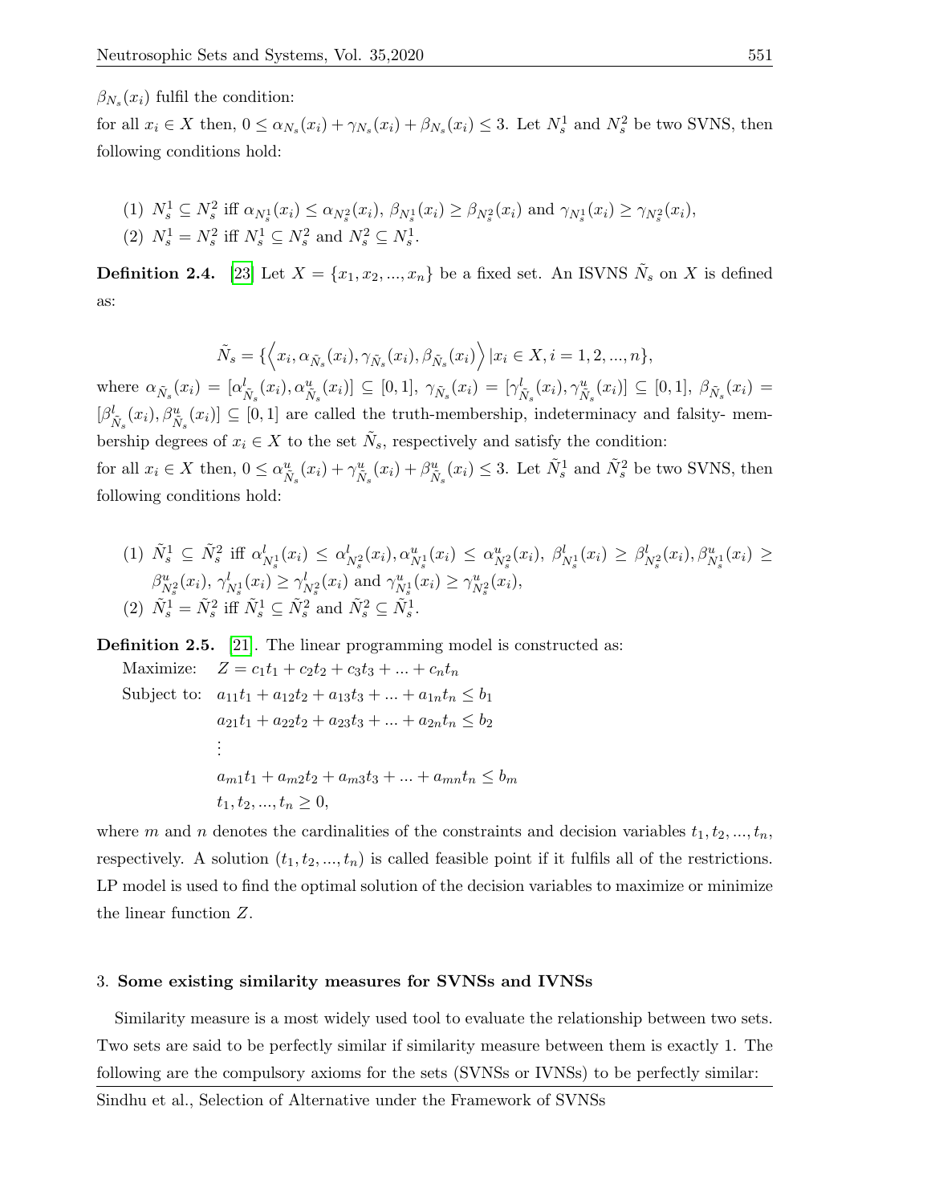$\beta_{N_s}(x_i)$ fulfil the condition:

for all $x_i \in X$ then, $0 \leq \alpha_{N_s}(x_i) + \gamma_{N_s}(x_i) + \beta_{N_s}(x_i) \leq 3$. Let $N_s^1$ and $N_s^2$ be two SVNS, then following conditions hold:

(1) $N_s^1 \subseteq N_s^2$ iff $\alpha_{N_s^1}(x_i) \leq \alpha_{N_s^2}(x_i)$, $\beta_{N_s^1}(x_i) \geq \beta_{N_s^2}(x_i)$ and $\gamma_{N_s^1}(x_i) \geq \gamma_{N_s^2}(x_i)$,

(2) $N_s^1 = N_s^2$ iff $N_s^1 \subseteq N_s^2$ and $N_s^2 \subseteq N_s^1$.

**Definition 2.4.** [23] Let $X = \{x_1, x_2, ..., x_n\}$ be a fixed set. An ISVNS $\tilde{N}_s$ on $X$ is defined as:

$$\tilde{N}_s = \{\Big\langle x_i, \alpha_{\tilde{N}_s}(x_i), \gamma_{\tilde{N}_s}(x_i), \beta_{\tilde{N}_s}(x_i)\Big\rangle \,|x_i \in X, i = 1, 2, ..., n\},$$

where $\alpha_{\tilde{N}_s}(x_i) = [\alpha^l_{\tilde{N}_s}(x_i), \alpha^u_{\tilde{N}_s}(x_i)] \subseteq [0,1]$, $\gamma_{\tilde{N}_s}(x_i) = [\gamma^l_{\tilde{N}_s}(x_i), \gamma^u_{\tilde{N}_s}(x_i)] \subseteq [0,1]$, $\beta_{\tilde{N}_s}(x_i) = [\beta^l_{\tilde{N}_s}(x_i), \beta^u_{\tilde{N}_s}(x_i)] \subseteq [0,1]$ are called the truth-membership, indeterminacy and falsity- membership degrees of $x_i \in X$ to the set $\tilde{N}_s$, respectively and satisfy the condition:

for all $x_i \in X$ then, $0 \leq \alpha^u_{\tilde{N}_s}(x_i) + \gamma^u_{\tilde{N}_s}(x_i) + \beta^u_{\tilde{N}_s}(x_i) \leq 3$. Let $\tilde{N}_s^1$ and $\tilde{N}_s^2$ be two SVNS, then following conditions hold:

(1) $\tilde{N}_s^1 \subseteq \tilde{N}_s^2$ iff $\alpha^l_{N_s^1}(x_i) \leq \alpha^l_{N_s^2}(x_i), \alpha^u_{N_s^1}(x_i) \leq \alpha^u_{N_s^2}(x_i)$, $\beta^l_{N_s^1}(x_i) \geq \beta^l_{N_s^2}(x_i), \beta^u_{N_s^1}(x_i) \geq \beta^u_{N_s^2}(x_i)$, $\gamma^l_{N_s^1}(x_i) \geq \gamma^l_{N_s^2}(x_i)$ and $\gamma^u_{N_s^1}(x_i) \geq \gamma^u_{N_s^2}(x_i)$,

(2) $\tilde{N}_s^1 = \tilde{N}_s^2$ iff $\tilde{N}_s^1 \subseteq \tilde{N}_s^2$ and $\tilde{N}_s^2 \subseteq \tilde{N}_s^1$.

**Definition 2.5.** [21]. The linear programming model is constructed as:

$$
\begin{aligned}
\text{Maximize:} \quad & Z = c_1t_1 + c_2t_2 + c_3t_3 + ... + c_nt_n \\
\text{Subject to:} \quad & a_{11}t_1 + a_{12}t_2 + a_{13}t_3 + ... + a_{1n}t_n \leq b_1 \\
& a_{21}t_1 + a_{22}t_2 + a_{23}t_3 + ... + a_{2n}t_n \leq b_2 \\
& \vdots \\
& a_{m1}t_1 + a_{m2}t_2 + a_{m3}t_3 + ... + a_{mn}t_n \leq b_m \\
& t_1, t_2, ..., t_n \geq 0,
\end{aligned}
$$

where $m$ and $n$ denotes the cardinalities of the constraints and decision variables $t_1, t_2, ..., t_n$, respectively. A solution $(t_1, t_2, ..., t_n)$ is called feasible point if it fulfils all of the restrictions. LP model is used to find the optimal solution of the decision variables to maximize or minimize the linear function $Z$.

## 3. Some existing similarity measures for SVNSs and IVNSs

Similarity measure is a most widely used tool to evaluate the relationship between two sets. Two sets are said to be perfectly similar if similarity measure between them is exactly 1. The following are the compulsory axioms for the sets (SVNSs or IVNSs) to be perfectly similar: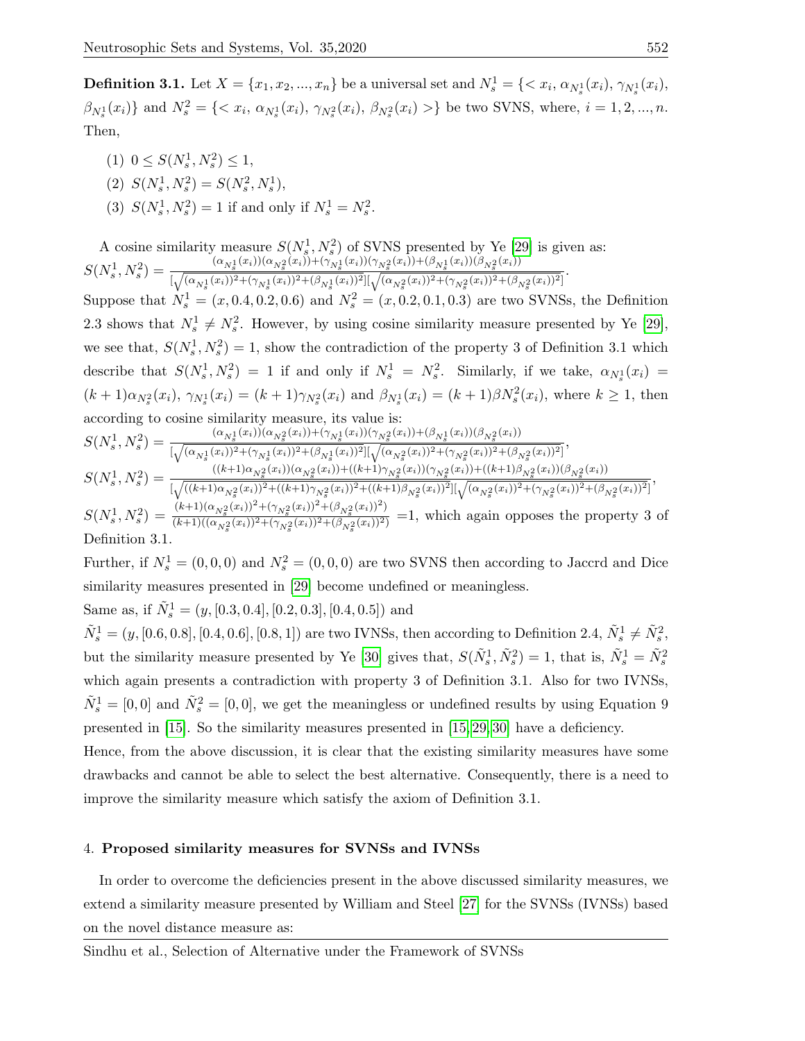**Definition 3.1.** Let $X = \{x_1, x_2, ..., x_n\}$ be a universal set and $N_s^1 = \{< x_i,\ \alpha_{N_s^1}(x_i),\ \gamma_{N_s^1}(x_i),$ $\beta_{N_s^1}(x_i)\}$ and $N_s^2 = \{< x_i,\ \alpha_{N_s^1}(x_i),\ \gamma_{N_s^2}(x_i),\ \beta_{N_s^2}(x_i) >\}$ be two SVNS, where, $i = 1, 2, ..., n$. Then,

(1) $0 \leq S(N_s^1, N_s^2) \leq 1$,

(2) $S(N_s^1, N_s^2) = S(N_s^2, N_s^1)$,

(3) $S(N_s^1, N_s^2) = 1$ if and only if $N_s^1 = N_s^2$.

A cosine similarity measure $S(N_s^1, N_s^2)$ of SVNS presented by Ye [29] is given as:
$S(N_s^1, N_s^2) = \frac{(\alpha_{N_s^1}(x_i))(\alpha_{N_s^2}(x_i))+(\gamma_{N_s^1}(x_i))(\gamma_{N_s^2}(x_i))+(\beta_{N_s^1}(x_i))(\beta_{N_s^2}(x_i))}{[\sqrt{(\alpha_{N_s^1}(x_i))^2+(\gamma_{N_s^1}(x_i))^2+(\beta_{N_s^1}(x_i))^2}][\sqrt{(\alpha_{N_s^2}(x_i))^2+(\gamma_{N_s^2}(x_i))^2+(\beta_{N_s^2}(x_i))^2}]}$.
Suppose that $N_s^1 = (x, 0.4, 0.2, 0.6)$ and $N_s^2 = (x, 0.2, 0.1, 0.3)$ are two SVNSs, the Definition 2.3 shows that $N_s^1 \neq N_s^2$. However, by using cosine similarity measure presented by Ye [29], we see that, $S(N_s^1, N_s^2) = 1$, show the contradiction of the property 3 of Definition 3.1 which describe that $S(N_s^1, N_s^2) = 1$ if and only if $N_s^1 = N_s^2$. Similarly, if we take, $\alpha_{N_s^1}(x_i) = (k+1)\alpha_{N_s^2}(x_i)$, $\gamma_{N_s^1}(x_i) = (k+1)\gamma_{N_s^2}(x_i)$ and $\beta_{N_s^1}(x_i) = (k+1)\beta N_s^2(x_i)$, where $k \geq 1$, then according to cosine similarity measure, its value is:
$S(N_s^1, N_s^2) = \frac{(\alpha_{N_s^1}(x_i))(\alpha_{N_s^2}(x_i))+(\gamma_{N_s^1}(x_i))(\gamma_{N_s^2}(x_i))+(\beta_{N_s^1}(x_i))(\beta_{N_s^2}(x_i))}{[\sqrt{(\alpha_{N_s^1}(x_i))^2+(\gamma_{N_s^1}(x_i))^2+(\beta_{N_s^1}(x_i))^2}][\sqrt{(\alpha_{N_s^2}(x_i))^2+(\gamma_{N_s^2}(x_i))^2+(\beta_{N_s^2}(x_i))^2}]}$,
$S(N_s^1, N_s^2) = \frac{((k+1)\alpha_{N_s^2}(x_i))(\alpha_{N_s^2}(x_i))+((k+1)\gamma_{N_s^2}(x_i))(\gamma_{N_s^2}(x_i))+((k+1)\beta_{N_s^2}(x_i))(\beta_{N_s^2}(x_i))}{[\sqrt{((k+1)\alpha_{N_s^2}(x_i))^2+((k+1)\gamma_{N_s^2}(x_i))^2+((k+1)\beta_{N_s^2}(x_i))^2}][\sqrt{(\alpha_{N_s^2}(x_i))^2+(\gamma_{N_s^2}(x_i))^2+(\beta_{N_s^2}(x_i))^2}]}$,
$S(N_s^1, N_s^2) = \frac{(k+1)(\alpha_{N_s^2}(x_i))^2+(\gamma_{N_s^2}(x_i))^2+(\beta_{N_s^2}(x_i))^2)}{(k+1)((\alpha_{N_s^2}(x_i))^2+(\gamma_{N_s^2}(x_i))^2+(\beta_{N_s^2}(x_i))^2)}$ =1, which again opposes the property 3 of Definition 3.1.

Further, if $N_s^1 = (0, 0, 0)$ and $N_s^2 = (0, 0, 0)$ are two SVNS then according to Jaccrd and Dice similarity measures presented in [29] become undefined or meaningless.

Same as, if $\tilde{N}_s^1 = (y, [0.3, 0.4], [0.2, 0.3], [0.4, 0.5])$ and $\tilde{N}_s^1 = (y, [0.6, 0.8], [0.4, 0.6], [0.8, 1])$ are two IVNSs, then according to Definition 2.4, $\tilde{N}_s^1 \neq \tilde{N}_s^2$, but the similarity measure presented by Ye [30] gives that, $S(\tilde{N}_s^1, \tilde{N}_s^2) = 1$, that is, $\tilde{N}_s^1 = \tilde{N}_s^2$ which again presents a contradiction with property 3 of Definition 3.1. Also for two IVNSs, $\tilde{N}_s^1 = [0, 0]$ and $\tilde{N}_s^2 = [0, 0]$, we get the meaningless or undefined results by using Equation 9 presented in [15]. So the similarity measures presented in [15, 29, 30] have a deficiency.

Hence, from the above discussion, it is clear that the existing similarity measures have some drawbacks and cannot be able to select the best alternative. Consequently, there is a need to improve the similarity measure which satisfy the axiom of Definition 3.1.

## 4. Proposed similarity measures for SVNSs and IVNSs

In order to overcome the deficiencies present in the above discussed similarity measures, we extend a similarity measure presented by William and Steel [27] for the SVNSs (IVNSs) based on the novel distance measure as: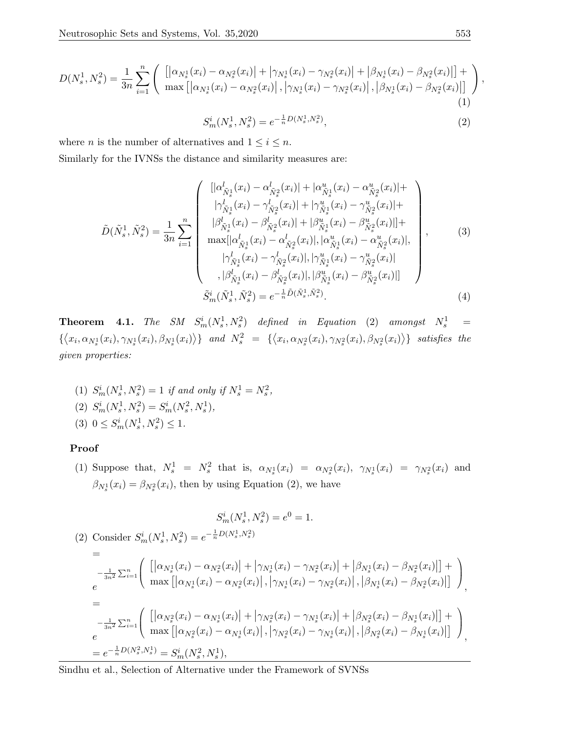$$D(N_s^1, N_s^2) = \frac{1}{3n} \sum_{i=1}^{n} \left( \begin{array}{c} \left[ \left| \alpha_{N_s^1}(x_i) - \alpha_{N_s^2}(x_i) \right| + \left| \gamma_{N_s^1}(x_i) - \gamma_{N_s^2}(x_i) \right| + \left| \beta_{N_s^1}(x_i) - \beta_{N_s^2}(x_i) \right| \right] + \\ \max \left[ \left| \alpha_{N_s^1}(x_i) - \alpha_{N_s^2}(x_i) \right|, \left| \gamma_{N_s^1}(x_i) - \gamma_{N_s^2}(x_i) \right|, \left| \beta_{N_s^1}(x_i) - \beta_{N_s^2}(x_i) \right| \right] \end{array} \right), \tag{1}$$

$$S_m^i(N_s^1, N_s^2) = e^{-\frac{1}{n} D(N_s^1, N_s^2)}, \tag{2}$$

where $n$ is the number of alternatives and $1 \leq i \leq n$.

Similarly for the IVNSs the distance and similarity measures are:

$$\tilde{D}(\tilde{N}_s^1, \tilde{N}_s^2) = \frac{1}{3n} \sum_{i=1}^{n} \left( \begin{array}{c} [|\alpha^l_{\tilde{N}_s^1}(x_i) - \alpha^l_{\tilde{N}_s^2}(x_i)| + |\alpha^u_{\tilde{N}_s^1}(x_i) - \alpha^u_{\tilde{N}_s^2}(x_i)| + \\ |\gamma^l_{\tilde{N}_s^1}(x_i) - \gamma^l_{\tilde{N}_s^2}(x_i)| + |\gamma^u_{\tilde{N}_s^1}(x_i) - \gamma^u_{\tilde{N}_s^2}(x_i)| + \\ |\beta^l_{\tilde{N}_s^1}(x_i) - \beta^l_{\tilde{N}_s^2}(x_i)| + |\beta^u_{\tilde{N}_s^1}(x_i) - \beta^u_{\tilde{N}_s^2}(x_i)|] + \\ \max[|\alpha^l_{\tilde{N}_s^1}(x_i) - \alpha^l_{\tilde{N}_s^2}(x_i)|, |\alpha^u_{\tilde{N}_s^1}(x_i) - \alpha^u_{\tilde{N}_s^2}(x_i)|, \\ |\gamma^l_{\tilde{N}_s^1}(x_i) - \gamma^l_{\tilde{N}_s^2}(x_i)|, |\gamma^u_{\tilde{N}_s^1}(x_i) - \gamma^u_{\tilde{N}_s^2}(x_i)| \\ , |\beta^l_{\tilde{N}_s^1}(x_i) - \beta^l_{\tilde{N}_s^2}(x_i)|, |\beta^u_{\tilde{N}_s^1}(x_i) - \beta^u_{\tilde{N}_s^2}(x_i)|] \end{array} \right), \tag{3}$$

$$\tilde{S}_m^i(\tilde{N}_s^1, \tilde{N}_s^2) = e^{-\frac{1}{n} \tilde{D}(\tilde{N}_s^1, \tilde{N}_s^2)}. \tag{4}$$

**Theorem 4.1.** *The SM $S_m^i(N_s^1, N_s^2)$ defined in Equation (2) amongst $N_s^1 = \{\langle x_i, \alpha_{N_s^1}(x_i), \gamma_{N_s^1}(x_i), \beta_{N_s^1}(x_i) \rangle\}$ and $N_s^2 = \{\langle x_i, \alpha_{N_s^2}(x_i), \gamma_{N_s^2}(x_i), \beta_{N_s^2}(x_i) \rangle\}$ satisfies the given properties:*

(1) $S_m^i(N_s^1, N_s^2) = 1$ *if and only if* $N_s^1 = N_s^2$,

(2) $S_m^i(N_s^1, N_s^2) = S_m^i(N_s^2, N_s^1)$,

(3) $0 \leq S_m^i(N_s^1, N_s^2) \leq 1$.

**Proof**

(1) Suppose that, $N_s^1 = N_s^2$ that is, $\alpha_{N_s^1}(x_i) = \alpha_{N_s^2}(x_i)$, $\gamma_{N_s^1}(x_i) = \gamma_{N_s^2}(x_i)$ and $\beta_{N_s^1}(x_i) = \beta_{N_s^2}(x_i)$, then by using Equation (2), we have

$$S_m^i(N_s^1, N_s^2) = e^0 = 1.$$

(2) Consider $S_m^i(N_s^1, N_s^2) = e^{-\frac{1}{n} D(N_s^1, N_s^2)}$

$$= e^{-\frac{1}{3n^2} \sum_{i=1}^{n} \left( \begin{array}{c} \left[ \left| \alpha_{N_s^1}(x_i) - \alpha_{N_s^2}(x_i) \right| + \left| \gamma_{N_s^1}(x_i) - \gamma_{N_s^2}(x_i) \right| + \left| \beta_{N_s^1}(x_i) - \beta_{N_s^2}(x_i) \right| \right] + \\ \max \left[ \left| \alpha_{N_s^1}(x_i) - \alpha_{N_s^2}(x_i) \right|, \left| \gamma_{N_s^1}(x_i) - \gamma_{N_s^2}(x_i) \right|, \left| \beta_{N_s^1}(x_i) - \beta_{N_s^2}(x_i) \right| \right] \end{array} \right)},$$

$$= e^{-\frac{1}{3n^2} \sum_{i=1}^{n} \left( \begin{array}{c} \left[ \left| \alpha_{N_s^2}(x_i) - \alpha_{N_s^1}(x_i) \right| + \left| \gamma_{N_s^2}(x_i) - \gamma_{N_s^1}(x_i) \right| + \left| \beta_{N_s^2}(x_i) - \beta_{N_s^1}(x_i) \right| \right] + \\ \max \left[ \left| \alpha_{N_s^2}(x_i) - \alpha_{N_s^1}(x_i) \right|, \left| \gamma_{N_s^2}(x_i) - \gamma_{N_s^1}(x_i) \right|, \left| \beta_{N_s^2}(x_i) - \beta_{N_s^1}(x_i) \right| \right] \end{array} \right)},$$

$$= e^{-\frac{1}{n} D(N_s^2, N_s^1)} = S_m^i(N_s^2, N_s^1),$$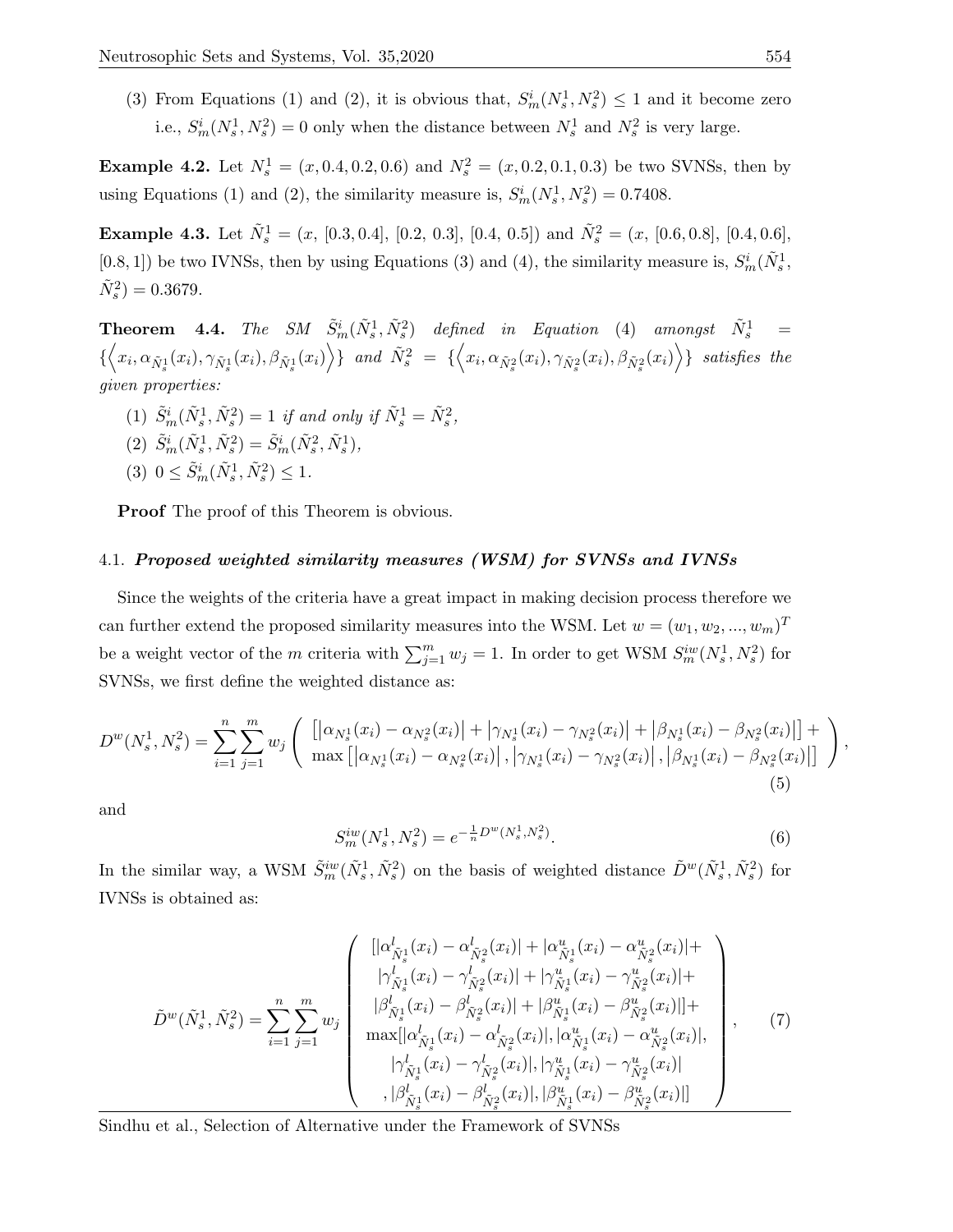(3) From Equations (1) and (2), it is obvious that, $S_m^i(N_s^1, N_s^2) \leq 1$ and it become zero i.e., $S_m^i(N_s^1, N_s^2) = 0$ only when the distance between $N_s^1$ and $N_s^2$ is very large.

**Example 4.2.** Let $N_s^1 = (x, 0.4, 0.2, 0.6)$ and $N_s^2 = (x, 0.2, 0.1, 0.3)$ be two SVNSs, then by using Equations (1) and (2), the similarity measure is, $S_m^i(N_s^1, N_s^2) = 0.7408$.

**Example 4.3.** Let $\tilde{N}_s^1 = (x, [0.3, 0.4], [0.2, 0.3], [0.4, 0.5])$ and $\tilde{N}_s^2 = (x, [0.6, 0.8], [0.4, 0.6], [0.8, 1])$ be two IVNSs, then by using Equations (3) and (4), the similarity measure is, $S_m^i(\tilde{N}_s^1, \tilde{N}_s^2) = 0.3679$.

**Theorem 4.4.** *The SM $\tilde{S}_m^i(\tilde{N}_s^1, \tilde{N}_s^2)$ defined in Equation (4) amongst $\tilde{N}_s^1 = \{\langle x_i, \alpha_{\tilde{N}_s^1}(x_i), \gamma_{\tilde{N}_s^1}(x_i), \beta_{\tilde{N}_s^1}(x_i)\rangle\}$ and $\tilde{N}_s^2 = \{\langle x_i, \alpha_{\tilde{N}_s^2}(x_i), \gamma_{\tilde{N}_s^2}(x_i), \beta_{\tilde{N}_s^2}(x_i)\rangle\}$ satisfies the given properties:*

(1) $\tilde{S}_m^i(\tilde{N}_s^1, \tilde{N}_s^2) = 1$ *if and only if* $\tilde{N}_s^1 = \tilde{N}_s^2$,
(2) $\tilde{S}_m^i(\tilde{N}_s^1, \tilde{N}_s^2) = \tilde{S}_m^i(\tilde{N}_s^2, \tilde{N}_s^1)$,
(3) $0 \leq \tilde{S}_m^i(\tilde{N}_s^1, \tilde{N}_s^2) \leq 1$.

**Proof** The proof of this Theorem is obvious.

### 4.1. *Proposed weighted similarity measures (WSM) for SVNSs and IVNSs*

Since the weights of the criteria have a great impact in making decision process therefore we can further extend the proposed similarity measures into the WSM. Let $w = (w_1, w_2, ..., w_m)^T$ be a weight vector of the $m$ criteria with $\sum_{j=1}^m w_j = 1$. In order to get WSM $S_m^{iw}(N_s^1, N_s^2)$ for SVNSs, we first define the weighted distance as:

$$D^w(N_s^1, N_s^2) = \sum_{i=1}^n \sum_{j=1}^m w_j \left( \begin{array}{c} \left[\left|\alpha_{N_s^1}(x_i) - \alpha_{N_s^2}(x_i)\right| + \left|\gamma_{N_s^1}(x_i) - \gamma_{N_s^2}(x_i)\right| + \left|\beta_{N_s^1}(x_i) - \beta_{N_s^2}(x_i)\right|\right] + \\ \max\left[\left|\alpha_{N_s^1}(x_i) - \alpha_{N_s^2}(x_i)\right|, \left|\gamma_{N_s^1}(x_i) - \gamma_{N_s^2}(x_i)\right|, \left|\beta_{N_s^1}(x_i) - \beta_{N_s^2}(x_i)\right|\right] \end{array} \right), \tag{5}$$

and

$$S_m^{iw}(N_s^1, N_s^2) = e^{-\frac{1}{n}D^w(N_s^1, N_s^2)}. \tag{6}$$

In the similar way, a WSM $\tilde{S}_m^{iw}(\tilde{N}_s^1, \tilde{N}_s^2)$ on the basis of weighted distance $\tilde{D}^w(\tilde{N}_s^1, \tilde{N}_s^2)$ for IVNSs is obtained as:

$$\tilde{D}^w(\tilde{N}_s^1, \tilde{N}_s^2) = \sum_{i=1}^n \sum_{j=1}^m w_j \left( \begin{array}{c} [|\alpha^l_{\tilde{N}_s^1}(x_i) - \alpha^l_{\tilde{N}_s^2}(x_i)| + |\alpha^u_{\tilde{N}_s^1}(x_i) - \alpha^u_{\tilde{N}_s^2}(x_i)| + \\ |\gamma^l_{\tilde{N}_s^1}(x_i) - \gamma^l_{\tilde{N}_s^2}(x_i)| + |\gamma^u_{\tilde{N}_s^1}(x_i) - \gamma^u_{\tilde{N}_s^2}(x_i)| + \\ |\beta^l_{\tilde{N}_s^1}(x_i) - \beta^l_{\tilde{N}_s^2}(x_i)| + |\beta^u_{\tilde{N}_s^1}(x_i) - \beta^u_{\tilde{N}_s^2}(x_i)|] + \\ \max[|\alpha^l_{\tilde{N}_s^1}(x_i) - \alpha^l_{\tilde{N}_s^2}(x_i)|, |\alpha^u_{\tilde{N}_s^1}(x_i) - \alpha^u_{\tilde{N}_s^2}(x_i)|, \\ |\gamma^l_{\tilde{N}_s^1}(x_i) - \gamma^l_{\tilde{N}_s^2}(x_i)|, |\gamma^u_{\tilde{N}_s^1}(x_i) - \gamma^u_{\tilde{N}_s^2}(x_i)| \\ , |\beta^l_{\tilde{N}_s^1}(x_i) - \beta^l_{\tilde{N}_s^2}(x_i)|, |\beta^u_{\tilde{N}_s^1}(x_i) - \beta^u_{\tilde{N}_s^2}(x_i)|] \end{array} \right), \tag{7}$$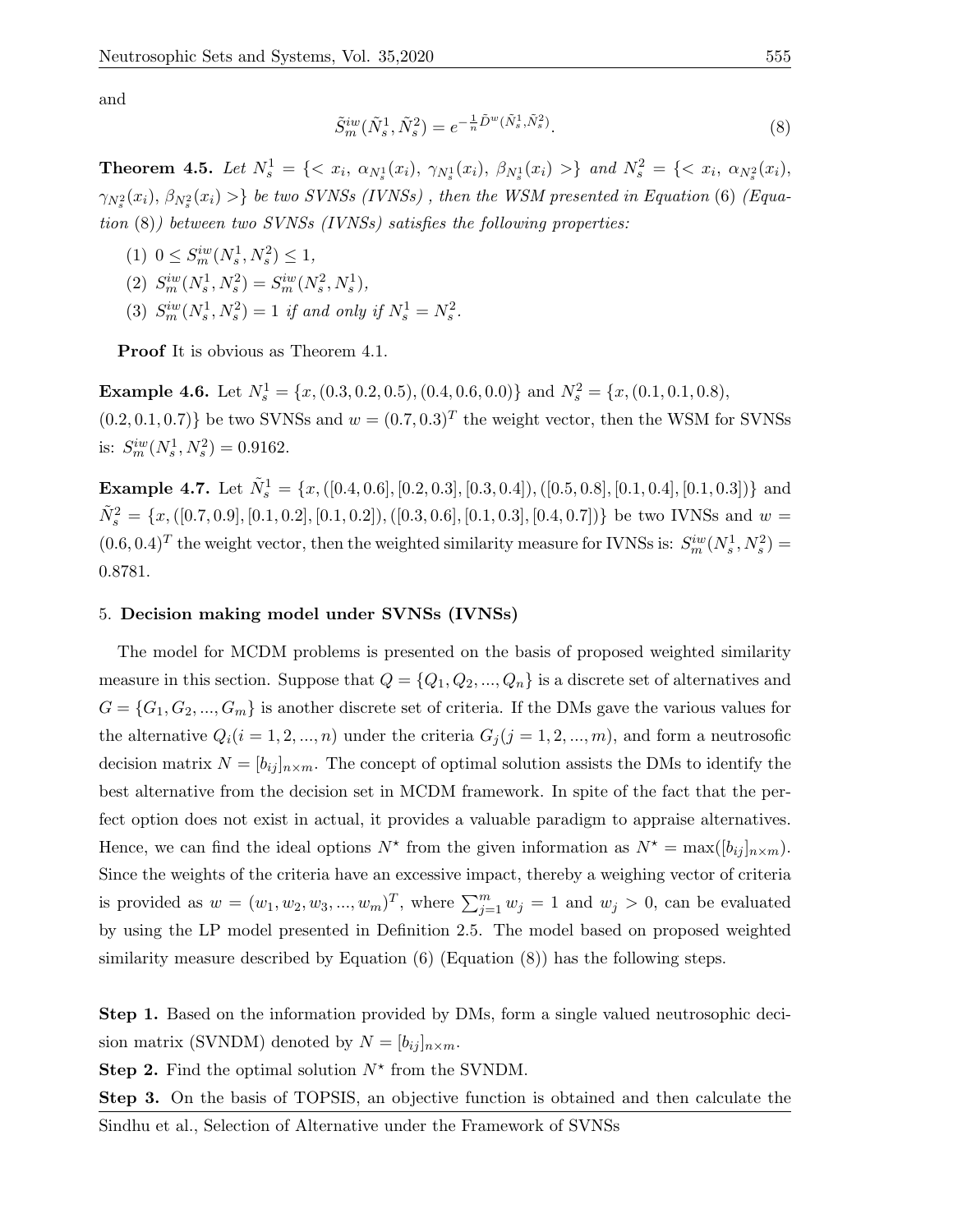and

$$\tilde{S}_m^{iw}(\tilde{N}_s^1, \tilde{N}_s^2) = e^{-\frac{1}{n}\tilde{D}^w(\tilde{N}_s^1, \tilde{N}_s^2)}. \tag{8}$$

**Theorem 4.5.** *Let $N_s^1 = \{< x_i,\ \alpha_{N_s^1}(x_i),\ \gamma_{N_s^1}(x_i),\ \beta_{N_s^1}(x_i) >\}$ and $N_s^2 = \{< x_i,\ \alpha_{N_s^2}(x_i),\ \gamma_{N_s^2}(x_i),\ \beta_{N_s^2}(x_i) >\}$ be two SVNSs (IVNSs) , then the WSM presented in Equation (6) (Equation (8)) between two SVNSs (IVNSs) satisfies the following properties:*

(1) $0 \leq S_m^{iw}(N_s^1, N_s^2) \leq 1$,
(2) $S_m^{iw}(N_s^1, N_s^2) = S_m^{iw}(N_s^2, N_s^1)$,
(3) $S_m^{iw}(N_s^1, N_s^2) = 1$ *if and only if* $N_s^1 = N_s^2$.

**Proof** It is obvious as Theorem 4.1.

**Example 4.6.** Let $N_s^1 = \{x, (0.3, 0.2, 0.5), (0.4, 0.6, 0.0)\}$ and $N_s^2 = \{x, (0.1, 0.1, 0.8), (0.2, 0.1, 0.7)\}$ be two SVNSs and $w = (0.7, 0.3)^T$ the weight vector, then the WSM for SVNSs is: $S_m^{iw}(N_s^1, N_s^2) = 0.9162$.

**Example 4.7.** Let $\tilde{N}_s^1 = \{x, ([0.4, 0.6], [0.2, 0.3], [0.3, 0.4]), ([0.5, 0.8], [0.1, 0.4], [0.1, 0.3])\}$ and $\tilde{N}_s^2 = \{x, ([0.7, 0.9], [0.1, 0.2], [0.1, 0.2]), ([0.3, 0.6], [0.1, 0.3], [0.4, 0.7])\}$ be two IVNSs and $w = (0.6, 0.4)^T$ the weight vector, then the weighted similarity measure for IVNSs is: $S_m^{iw}(N_s^1, N_s^2) = 0.8781$.

## 5. Decision making model under SVNSs (IVNSs)

The model for MCDM problems is presented on the basis of proposed weighted similarity measure in this section. Suppose that $Q = \{Q_1, Q_2, ..., Q_n\}$ is a discrete set of alternatives and $G = \{G_1, G_2, ..., G_m\}$ is another discrete set of criteria. If the DMs gave the various values for the alternative $Q_i (i = 1, 2, ..., n)$ under the criteria $G_j (j = 1, 2, ..., m)$, and form a neutrosofic decision matrix $N = [b_{ij}]_{n \times m}$. The concept of optimal solution assists the DMs to identify the best alternative from the decision set in MCDM framework. In spite of the fact that the perfect option does not exist in actual, it provides a valuable paradigm to appraise alternatives. Hence, we can find the ideal options $N^\star$ from the given information as $N^\star = \max([b_{ij}]_{n \times m})$. Since the weights of the criteria have an excessive impact, thereby a weighing vector of criteria is provided as $w = (w_1, w_2, w_3, ..., w_m)^T$, where $\sum_{j=1}^{m} w_j = 1$ and $w_j > 0$, can be evaluated by using the LP model presented in Definition 2.5. The model based on proposed weighted similarity measure described by Equation (6) (Equation (8)) has the following steps.

**Step 1.** Based on the information provided by DMs, form a single valued neutrosophic decision matrix (SVNDM) denoted by $N = [b_{ij}]_{n \times m}$.

**Step 2.** Find the optimal solution $N^\star$ from the SVNDM.

**Step 3.** On the basis of TOPSIS, an objective function is obtained and then calculate the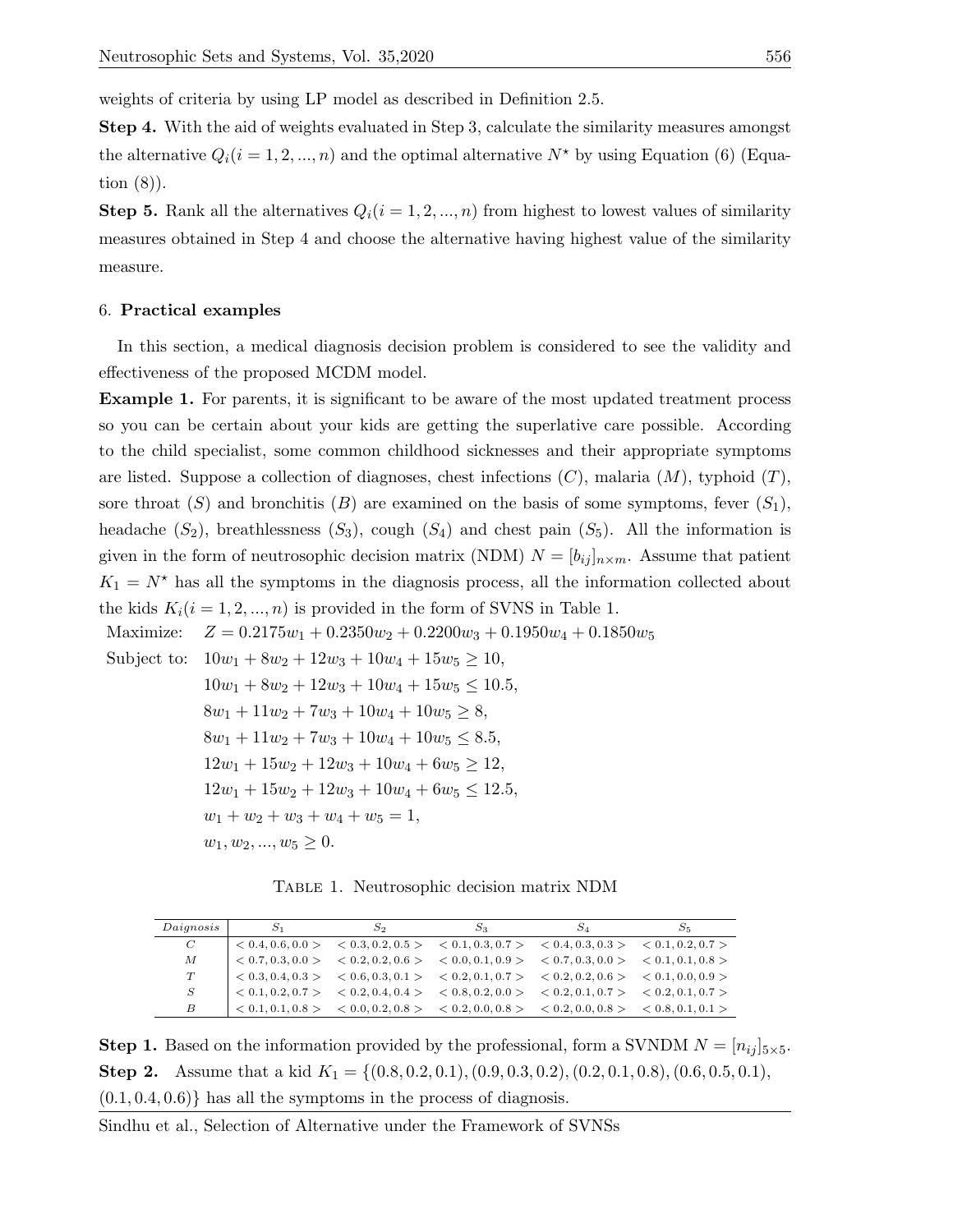weights of criteria by using LP model as described in Definition 2.5.

**Step 4.** With the aid of weights evaluated in Step 3, calculate the similarity measures amongst the alternative $Q_i (i = 1, 2, ..., n)$ and the optimal alternative $N^\star$ by using Equation (6) (Equation (8)).

**Step 5.** Rank all the alternatives $Q_i (i = 1, 2, ..., n)$ from highest to lowest values of similarity measures obtained in Step 4 and choose the alternative having highest value of the similarity measure.

## 6. Practical examples

In this section, a medical diagnosis decision problem is considered to see the validity and effectiveness of the proposed MCDM model.

**Example 1.** For parents, it is significant to be aware of the most updated treatment process so you can be certain about your kids are getting the superlative care possible. According to the child specialist, some common childhood sicknesses and their appropriate symptoms are listed. Suppose a collection of diagnoses, chest infections ($C$), malaria ($M$), typhoid ($T$), sore throat ($S$) and bronchitis ($B$) are examined on the basis of some symptoms, fever ($S_1$), headache ($S_2$), breathlessness ($S_3$), cough ($S_4$) and chest pain ($S_5$). All the information is given in the form of neutrosophic decision matrix (NDM) $N = [b_{ij}]_{n \times m}$. Assume that patient $K_1 = N^\star$ has all the symptoms in the diagnosis process, all the information collected about the kids $K_i (i = 1, 2, ..., n)$ is provided in the form of SVNS in Table 1.

$$
\begin{aligned}
\text{Maximize:} \quad & Z = 0.2175w_1 + 0.2350w_2 + 0.2200w_3 + 0.1950w_4 + 0.1850w_5 \\
\text{Subject to:} \quad & 10w_1 + 8w_2 + 12w_3 + 10w_4 + 15w_5 \geq 10, \\
& 10w_1 + 8w_2 + 12w_3 + 10w_4 + 15w_5 \leq 10.5, \\
& 8w_1 + 11w_2 + 7w_3 + 10w_4 + 10w_5 \geq 8, \\
& 8w_1 + 11w_2 + 7w_3 + 10w_4 + 10w_5 \leq 8.5, \\
& 12w_1 + 15w_2 + 12w_3 + 10w_4 + 6w_5 \geq 12, \\
& 12w_1 + 15w_2 + 12w_3 + 10w_4 + 6w_5 \leq 12.5, \\
& w_1 + w_2 + w_3 + w_4 + w_5 = 1, \\
& w_1, w_2, ..., w_5 \geq 0.
\end{aligned}
$$

Table 1. Neutrosophic decision matrix NDM

| *Daignosis* | $S_1$ | $S_2$ | $S_3$ | $S_4$ | $S_5$ |
|---|---|---|---|---|---|
| $C$ | $< 0.4, 0.6, 0.0 >$ | $< 0.3, 0.2, 0.5 >$ | $< 0.1, 0.3, 0.7 >$ | $< 0.4, 0.3, 0.3 >$ | $< 0.1, 0.2, 0.7 >$ |
| $M$ | $< 0.7, 0.3, 0.0 >$ | $< 0.2, 0.2, 0.6 >$ | $< 0.0, 0.1, 0.9 >$ | $< 0.7, 0.3, 0.0 >$ | $< 0.1, 0.1, 0.8 >$ |
| $T$ | $< 0.3, 0.4, 0.3 >$ | $< 0.6, 0.3, 0.1 >$ | $< 0.2, 0.1, 0.7 >$ | $< 0.2, 0.2, 0.6 >$ | $< 0.1, 0.0, 0.9 >$ |
| $S$ | $< 0.1, 0.2, 0.7 >$ | $< 0.2, 0.4, 0.4 >$ | $< 0.8, 0.2, 0.0 >$ | $< 0.2, 0.1, 0.7 >$ | $< 0.2, 0.1, 0.7 >$ |
| $B$ | $< 0.1, 0.1, 0.8 >$ | $< 0.0, 0.2, 0.8 >$ | $< 0.2, 0.0, 0.8 >$ | $< 0.2, 0.0, 0.8 >$ | $< 0.8, 0.1, 0.1 >$ |

**Step 1.** Based on the information provided by the professional, form a SVNDM $N = [n_{ij}]_{5 \times 5}$.

**Step 2.** Assume that a kid $K_1 = \{(0.8, 0.2, 0.1), (0.9, 0.3, 0.2), (0.2, 0.1, 0.8), (0.6, 0.5, 0.1), (0.1, 0.4, 0.6)\}$ has all the symptoms in the process of diagnosis.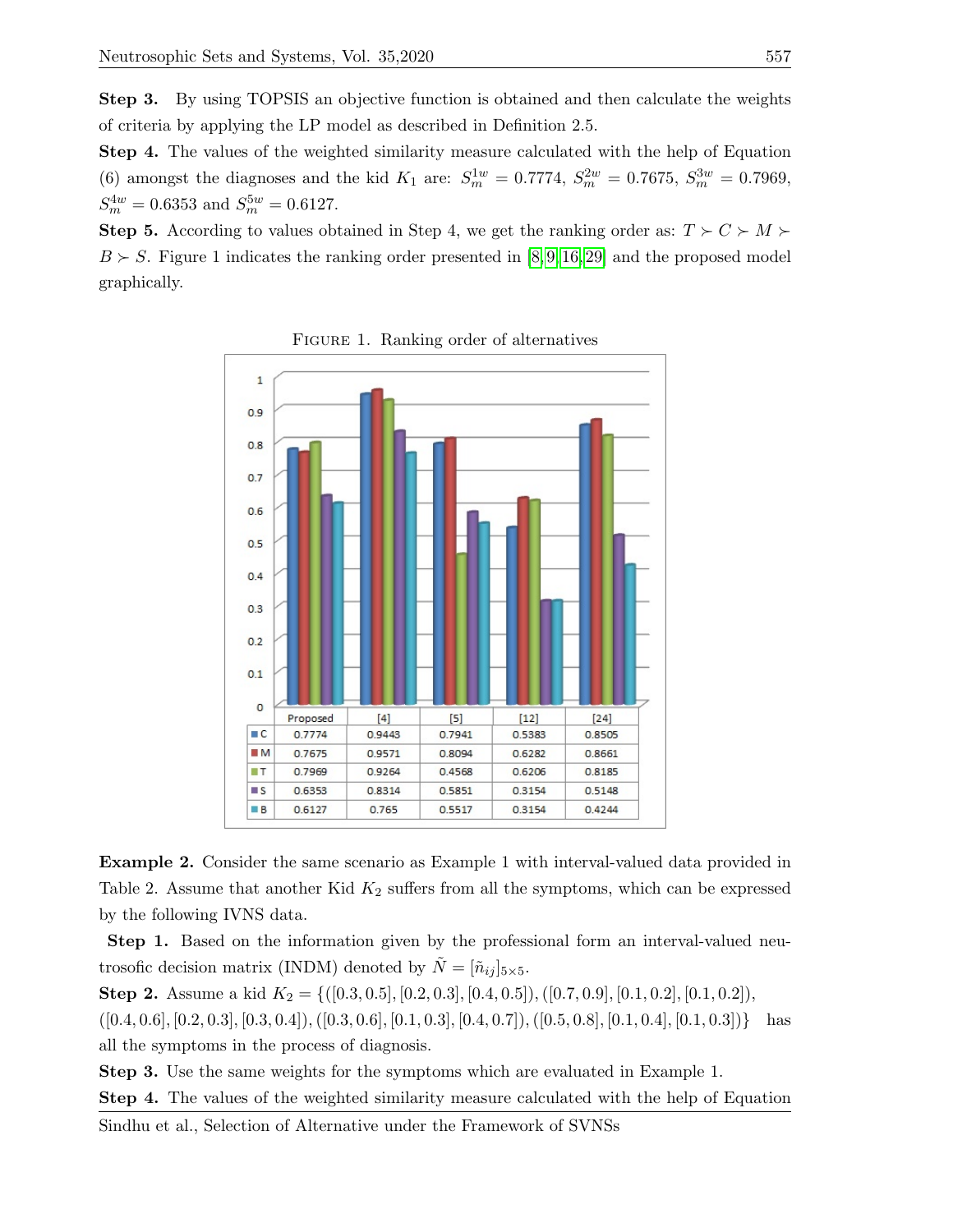**Step 3.** By using TOPSIS an objective function is obtained and then calculate the weights of criteria by applying the LP model as described in Definition 2.5.

**Step 4.** The values of the weighted similarity measure calculated with the help of Equation (6) amongst the diagnoses and the kid $K_1$ are: $S_m^{1w} = 0.7774$, $S_m^{2w} = 0.7675$, $S_m^{3w} = 0.7969$, $S_m^{4w} = 0.6353$ and $S_m^{5w} = 0.6127$.

**Step 5.** According to values obtained in Step 4, we get the ranking order as: $T \succ C \succ M \succ B \succ S$. Figure 1 indicates the ranking order presented in [8, 9, 16, 29] and the proposed model graphically.

FIGURE 1. Ranking order of alternatives

| | Proposed | [4] | [5] | [12] | [24] |
|---|---|---|---|---|---|
| C | 0.7774 | 0.9443 | 0.7941 | 0.5383 | 0.8505 |
| M | 0.7675 | 0.9571 | 0.8094 | 0.6282 | 0.8661 |
| T | 0.7969 | 0.9264 | 0.4568 | 0.6206 | 0.8185 |
| S | 0.6353 | 0.8314 | 0.5851 | 0.3154 | 0.5148 |
| B | 0.6127 | 0.765 | 0.5517 | 0.3154 | 0.4244 |

**Example 2.** Consider the same scenario as Example 1 with interval-valued data provided in Table 2. Assume that another Kid $K_2$ suffers from all the symptoms, which can be expressed by the following IVNS data.

**Step 1.** Based on the information given by the professional form an interval-valued neutrosofic decision matrix (INDM) denoted by $\tilde{N} = [\tilde{n}_{ij}]_{5\times 5}$.

**Step 2.** Assume a kid $K_2 = \{([0.3, 0.5], [0.2, 0.3], [0.4, 0.5]), ([0.7, 0.9], [0.1, 0.2], [0.1, 0.2]), ([0.4, 0.6], [0.2, 0.3], [0.3, 0.4]), ([0.3, 0.6], [0.1, 0.3], [0.4, 0.7]), ([0.5, 0.8], [0.1, 0.4], [0.1, 0.3])\}$ has all the symptoms in the process of diagnosis.

**Step 3.** Use the same weights for the symptoms which are evaluated in Example 1.

**Step 4.** The values of the weighted similarity measure calculated with the help of Equation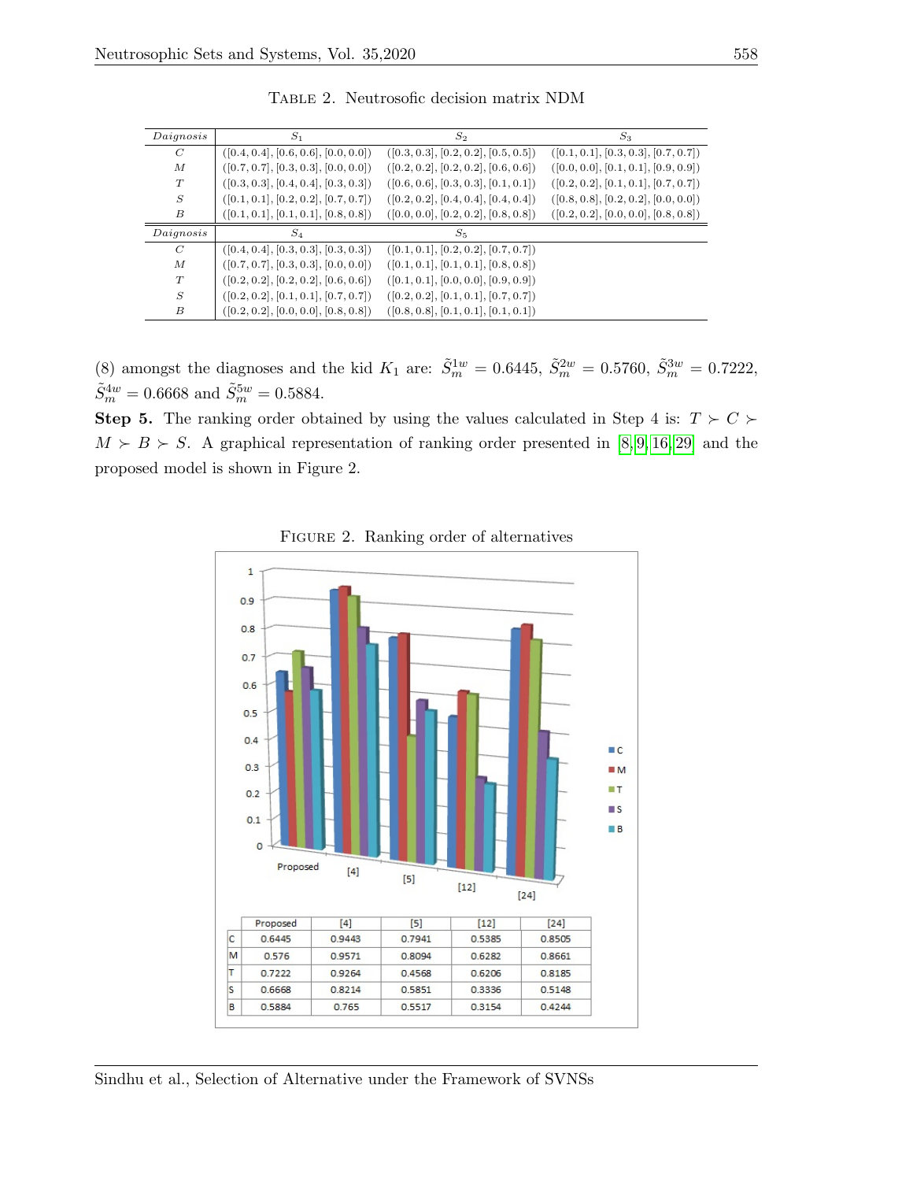TABLE 2. Neutrosofic decision matrix NDM

| *Daignosis* | $S_1$ | $S_2$ | $S_3$ |
|---|---|---|---|
| $C$ | ([0.4, 0.4], [0.6, 0.6], [0.0, 0.0]) | ([0.3, 0.3], [0.2, 0.2], [0.5, 0.5]) | ([0.1, 0.1], [0.3, 0.3], [0.7, 0.7]) |
| $M$ | ([0.7, 0.7], [0.3, 0.3], [0.0, 0.0]) | ([0.2, 0.2], [0.2, 0.2], [0.6, 0.6]) | ([0.0, 0.0], [0.1, 0.1], [0.9, 0.9]) |
| $T$ | ([0.3, 0.3], [0.4, 0.4], [0.3, 0.3]) | ([0.6, 0.6], [0.3, 0.3], [0.1, 0.1]) | ([0.2, 0.2], [0.1, 0.1], [0.7, 0.7]) |
| $S$ | ([0.1, 0.1], [0.2, 0.2], [0.7, 0.7]) | ([0.2, 0.2], [0.4, 0.4], [0.4, 0.4]) | ([0.8, 0.8], [0.2, 0.2], [0.0, 0.0]) |
| $B$ | ([0.1, 0.1], [0.1, 0.1], [0.8, 0.8]) | ([0.0, 0.0], [0.2, 0.2], [0.8, 0.8]) | ([0.2, 0.2], [0.0, 0.0], [0.8, 0.8]) |
| *Daignosis* | $S_4$ | $S_5$ | |
| $C$ | ([0.4, 0.4], [0.3, 0.3], [0.3, 0.3]) | ([0.1, 0.1], [0.2, 0.2], [0.7, 0.7]) | |
| $M$ | ([0.7, 0.7], [0.3, 0.3], [0.0, 0.0]) | ([0.1, 0.1], [0.1, 0.1], [0.8, 0.8]) | |
| $T$ | ([0.2, 0.2], [0.2, 0.2], [0.6, 0.6]) | ([0.1, 0.1], [0.0, 0.0], [0.9, 0.9]) | |
| $S$ | ([0.2, 0.2], [0.1, 0.1], [0.7, 0.7]) | ([0.2, 0.2], [0.1, 0.1], [0.7, 0.7]) | |
| $B$ | ([0.2, 0.2], [0.0, 0.0], [0.8, 0.8]) | ([0.8, 0.8], [0.1, 0.1], [0.1, 0.1]) | |

(8) amongst the diagnoses and the kid $K_1$ are: $\tilde{S}_m^{1w} = 0.6445$, $\tilde{S}_m^{2w} = 0.5760$, $\tilde{S}_m^{3w} = 0.7222$, $\tilde{S}_m^{4w} = 0.6668$ and $\tilde{S}_m^{5w} = 0.5884$.

**Step 5.** The ranking order obtained by using the values calculated in Step 4 is: $T \succ C \succ M \succ B \succ S$. A graphical representation of ranking order presented in [8, 9, 16, 29] and the proposed model is shown in Figure 2.

FIGURE 2. Ranking order of alternatives

| | Proposed | [4] | [5] | [12] | [24] |
|---|---|---|---|---|---|
| C | 0.6445 | 0.9443 | 0.7941 | 0.5385 | 0.8505 |
| M | 0.576 | 0.9571 | 0.8094 | 0.6282 | 0.8661 |
| T | 0.7222 | 0.9264 | 0.4568 | 0.6206 | 0.8185 |
| S | 0.6668 | 0.8214 | 0.5851 | 0.3336 | 0.5148 |
| B | 0.5884 | 0.765 | 0.5517 | 0.3154 | 0.4244 |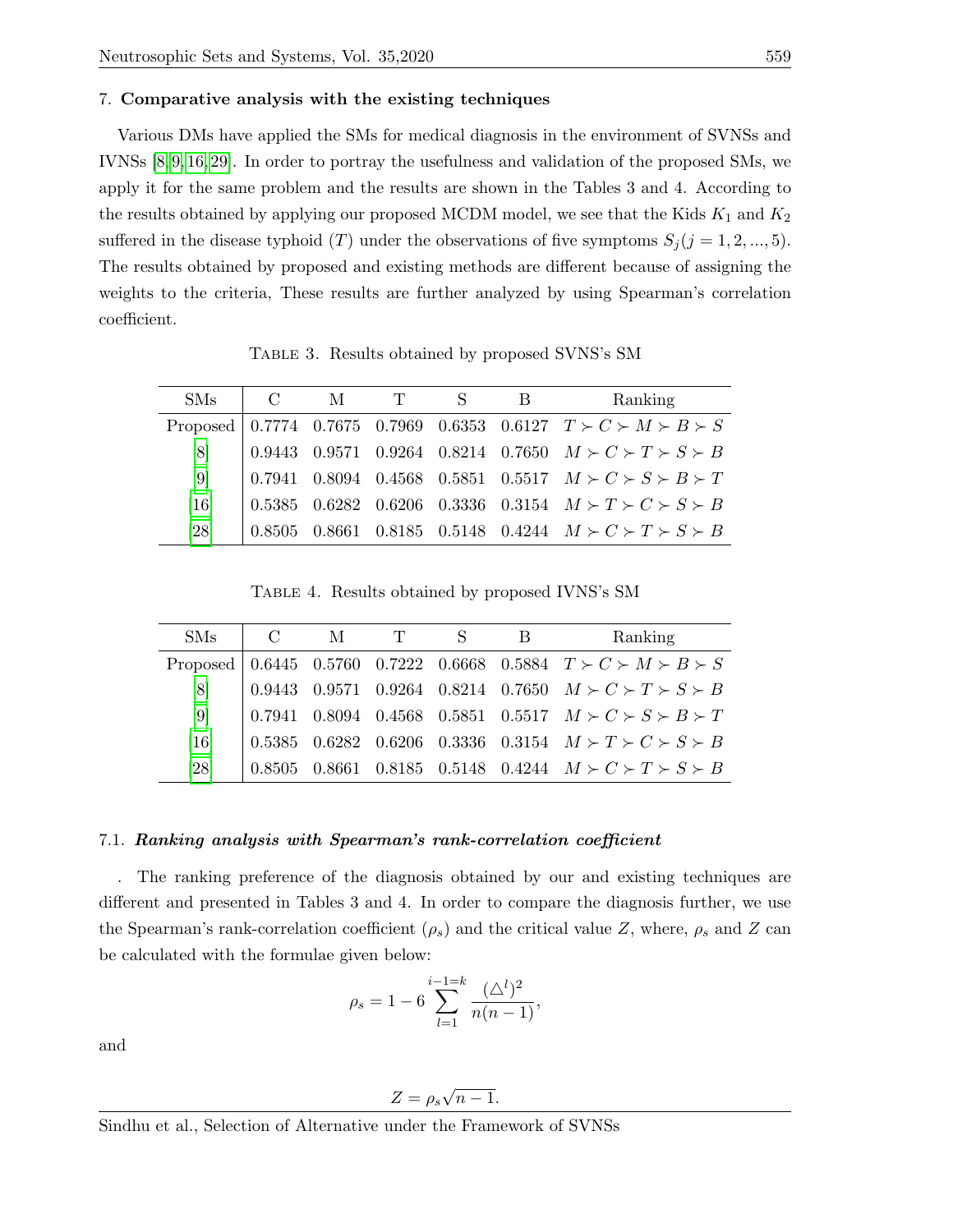## 7. **Comparative analysis with the existing techniques**

Various DMs have applied the SMs for medical diagnosis in the environment of SVNSs and IVNSs [8,9,16,29]. In order to portray the usefulness and validation of the proposed SMs, we apply it for the same problem and the results are shown in the Tables 3 and 4. According to the results obtained by applying our proposed MCDM model, we see that the Kids $K_1$ and $K_2$ suffered in the disease typhoid ($T$) under the observations of five symptoms $S_j (j = 1, 2, ..., 5)$. The results obtained by proposed and existing methods are different because of assigning the weights to the criteria, These results are further analyzed by using Spearman's correlation coefficient.

Table 3. Results obtained by proposed SVNS's SM

| SMs | C | M | T | S | B | Ranking |
|---|---|---|---|---|---|---|
| Proposed | 0.7774 | 0.7675 | 0.7969 | 0.6353 | 0.6127 | $T \succ C \succ M \succ B \succ S$ |
| [8] | 0.9443 | 0.9571 | 0.9264 | 0.8214 | 0.7650 | $M \succ C \succ T \succ S \succ B$ |
| [9] | 0.7941 | 0.8094 | 0.4568 | 0.5851 | 0.5517 | $M \succ C \succ S \succ B \succ T$ |
| [16] | 0.5385 | 0.6282 | 0.6206 | 0.3336 | 0.3154 | $M \succ T \succ C \succ S \succ B$ |
| [28] | 0.8505 | 0.8661 | 0.8185 | 0.5148 | 0.4244 | $M \succ C \succ T \succ S \succ B$ |

Table 4. Results obtained by proposed IVNS's SM

| SMs | C | M | T | S | B | Ranking |
|---|---|---|---|---|---|---|
| Proposed | 0.6445 | 0.5760 | 0.7222 | 0.6668 | 0.5884 | $T \succ C \succ M \succ B \succ S$ |
| [8] | 0.9443 | 0.9571 | 0.9264 | 0.8214 | 0.7650 | $M \succ C \succ T \succ S \succ B$ |
| [9] | 0.7941 | 0.8094 | 0.4568 | 0.5851 | 0.5517 | $M \succ C \succ S \succ B \succ T$ |
| [16] | 0.5385 | 0.6282 | 0.6206 | 0.3336 | 0.3154 | $M \succ T \succ C \succ S \succ B$ |
| [28] | 0.8505 | 0.8661 | 0.8185 | 0.5148 | 0.4244 | $M \succ C \succ T \succ S \succ B$ |

### 7.1. ***Ranking analysis with Spearman's rank-correlation coefficient***

. The ranking preference of the diagnosis obtained by our and existing techniques are different and presented in Tables 3 and 4. In order to compare the diagnosis further, we use the Spearman's rank-correlation coefficient ($\rho_s$) and the critical value $Z$, where, $\rho_s$ and $Z$ can be calculated with the formulae given below:

$$\rho_s = 1 - 6 \sum_{l=1}^{i-1=k} \frac{(\triangle^l)^2}{n(n-1)},$$

and

$$Z = \rho_s \sqrt{n-1}.$$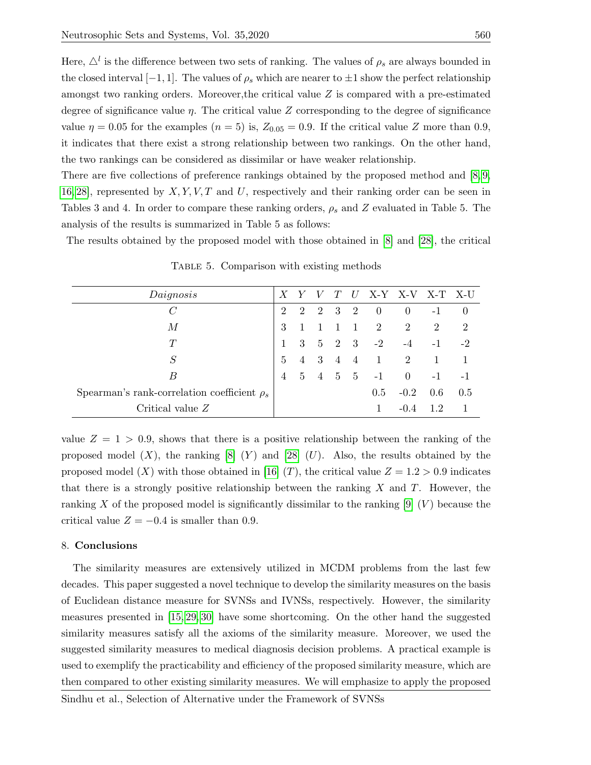Here, $\triangle^l$ is the difference between two sets of ranking. The values of $\rho_s$ are always bounded in the closed interval $[-1, 1]$. The values of $\rho_s$ which are nearer to $\pm 1$ show the perfect relationship amongst two ranking orders. Moreover,the critical value $Z$ is compared with a pre-estimated degree of significance value $\eta$. The critical value $Z$ corresponding to the degree of significance value $\eta = 0.05$ for the examples $(n = 5)$ is, $Z_{0.05} = 0.9$. If the critical value $Z$ more than 0.9, it indicates that there exist a strong relationship between two rankings. On the other hand, the two rankings can be considered as dissimilar or have weaker relationship.

There are five collections of preference rankings obtained by the proposed method and [8, 9, 16, 28], represented by $X, Y, V, T$ and $U$, respectively and their ranking order can be seen in Tables 3 and 4. In order to compare these ranking orders, $\rho_s$ and $Z$ evaluated in Table 5. The analysis of the results is summarized in Table 5 as follows:

The results obtained by the proposed model with those obtained in [8] and [28], the critical value $Z = 1 > 0.9$, shows that there is a positive relationship between the ranking of the proposed model $(X)$, the ranking [8] $(Y)$ and [28] $(U)$. Also, the results obtained by the proposed model $(X)$ with those obtained in [16] $(T)$, the critical value $Z = 1.2 > 0.9$ indicates that there is a strongly positive relationship between the ranking $X$ and $T$. However, the ranking $X$ of the proposed model is significantly dissimilar to the ranking [9] $(V)$ because the critical value $Z = -0.4$ is smaller than 0.9.

TABLE 5. Comparison with existing methods

| *Daignosis* | $X$ | $Y$ | $V$ | $T$ | $U$ | X-Y | X-V | X-T | X-U |
|---|---|---|---|---|---|---|---|---|---|
| $C$ | 2 | 2 | 2 | 3 | 2 | 0 | 0 | -1 | 0 |
| $M$ | 3 | 1 | 1 | 1 | 1 | 2 | 2 | 2 | 2 |
| $T$ | 1 | 3 | 5 | 2 | 3 | -2 | -4 | -1 | -2 |
| $S$ | 5 | 4 | 3 | 4 | 4 | 1 | 2 | 1 | 1 |
| $B$ | 4 | 5 | 4 | 5 | 5 | -1 | 0 | -1 | -1 |
| Spearman's rank-correlation coefficient $\rho_s$ | | | | | | 0.5 | -0.2 | 0.6 | 0.5 |
| Critical value $Z$ | | | | | | 1 | -0.4 | 1.2 | 1 |

## 8. Conclusions

The similarity measures are extensively utilized in MCDM problems from the last few decades. This paper suggested a novel technique to develop the similarity measures on the basis of Euclidean distance measure for SVNSs and IVNSs, respectively. However, the similarity measures presented in [15, 29, 30] have some shortcoming. On the other hand the suggested similarity measures satisfy all the axioms of the similarity measure. Moreover, we used the suggested similarity measures to medical diagnosis decision problems. A practical example is used to exemplify the practicability and efficiency of the proposed similarity measure, which are then compared to other existing similarity measures. We will emphasize to apply the proposed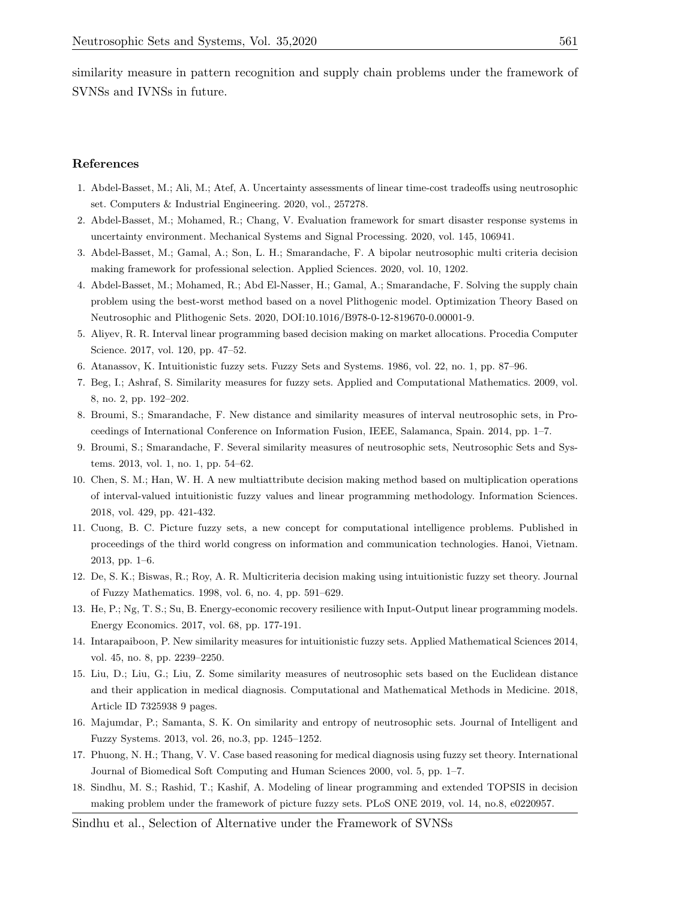similarity measure in pattern recognition and supply chain problems under the framework of SVNSs and IVNSs in future.

## References

1. Abdel-Basset, M.; Ali, M.; Atef, A. Uncertainty assessments of linear time-cost tradeoffs using neutrosophic set. Computers & Industrial Engineering. 2020, vol., 257278.
2. Abdel-Basset, M.; Mohamed, R.; Chang, V. Evaluation framework for smart disaster response systems in uncertainty environment. Mechanical Systems and Signal Processing. 2020, vol. 145, 106941.
3. Abdel-Basset, M.; Gamal, A.; Son, L. H.; Smarandache, F. A bipolar neutrosophic multi criteria decision making framework for professional selection. Applied Sciences. 2020, vol. 10, 1202.
4. Abdel-Basset, M.; Mohamed, R.; Abd El-Nasser, H.; Gamal, A.; Smarandache, F. Solving the supply chain problem using the best-worst method based on a novel Plithogenic model. Optimization Theory Based on Neutrosophic and Plithogenic Sets. 2020, DOI:10.1016/B978-0-12-819670-0.00001-9.
5. Aliyev, R. R. Interval linear programming based decision making on market allocations. Procedia Computer Science. 2017, vol. 120, pp. 47–52.
6. Atanassov, K. Intuitionistic fuzzy sets. Fuzzy Sets and Systems. 1986, vol. 22, no. 1, pp. 87–96.
7. Beg, I.; Ashraf, S. Similarity measures for fuzzy sets. Applied and Computational Mathematics. 2009, vol. 8, no. 2, pp. 192–202.
8. Broumi, S.; Smarandache, F. New distance and similarity measures of interval neutrosophic sets, in Proceedings of International Conference on Information Fusion, IEEE, Salamanca, Spain. 2014, pp. 1–7.
9. Broumi, S.; Smarandache, F. Several similarity measures of neutrosophic sets, Neutrosophic Sets and Systems. 2013, vol. 1, no. 1, pp. 54–62.
10. Chen, S. M.; Han, W. H. A new multiattribute decision making method based on multiplication operations of interval-valued intuitionistic fuzzy values and linear programming methodology. Information Sciences. 2018, vol. 429, pp. 421-432.
11. Cuong, B. C. Picture fuzzy sets, a new concept for computational intelligence problems. Published in proceedings of the third world congress on information and communication technologies. Hanoi, Vietnam. 2013, pp. 1–6.
12. De, S. K.; Biswas, R.; Roy, A. R. Multicriteria decision making using intuitionistic fuzzy set theory. Journal of Fuzzy Mathematics. 1998, vol. 6, no. 4, pp. 591–629.
13. He, P.; Ng, T. S.; Su, B. Energy-economic recovery resilience with Input-Output linear programming models. Energy Economics. 2017, vol. 68, pp. 177-191.
14. Intarapaiboon, P. New similarity measures for intuitionistic fuzzy sets. Applied Mathematical Sciences 2014, vol. 45, no. 8, pp. 2239–2250.
15. Liu, D.; Liu, G.; Liu, Z. Some similarity measures of neutrosophic sets based on the Euclidean distance and their application in medical diagnosis. Computational and Mathematical Methods in Medicine. 2018, Article ID 7325938 9 pages.
16. Majumdar, P.; Samanta, S. K. On similarity and entropy of neutrosophic sets. Journal of Intelligent and Fuzzy Systems. 2013, vol. 26, no.3, pp. 1245–1252.
17. Phuong, N. H.; Thang, V. V. Case based reasoning for medical diagnosis using fuzzy set theory. International Journal of Biomedical Soft Computing and Human Sciences 2000, vol. 5, pp. 1–7.
18. Sindhu, M. S.; Rashid, T.; Kashif, A. Modeling of linear programming and extended TOPSIS in decision making problem under the framework of picture fuzzy sets. PLoS ONE 2019, vol. 14, no.8, e0220957.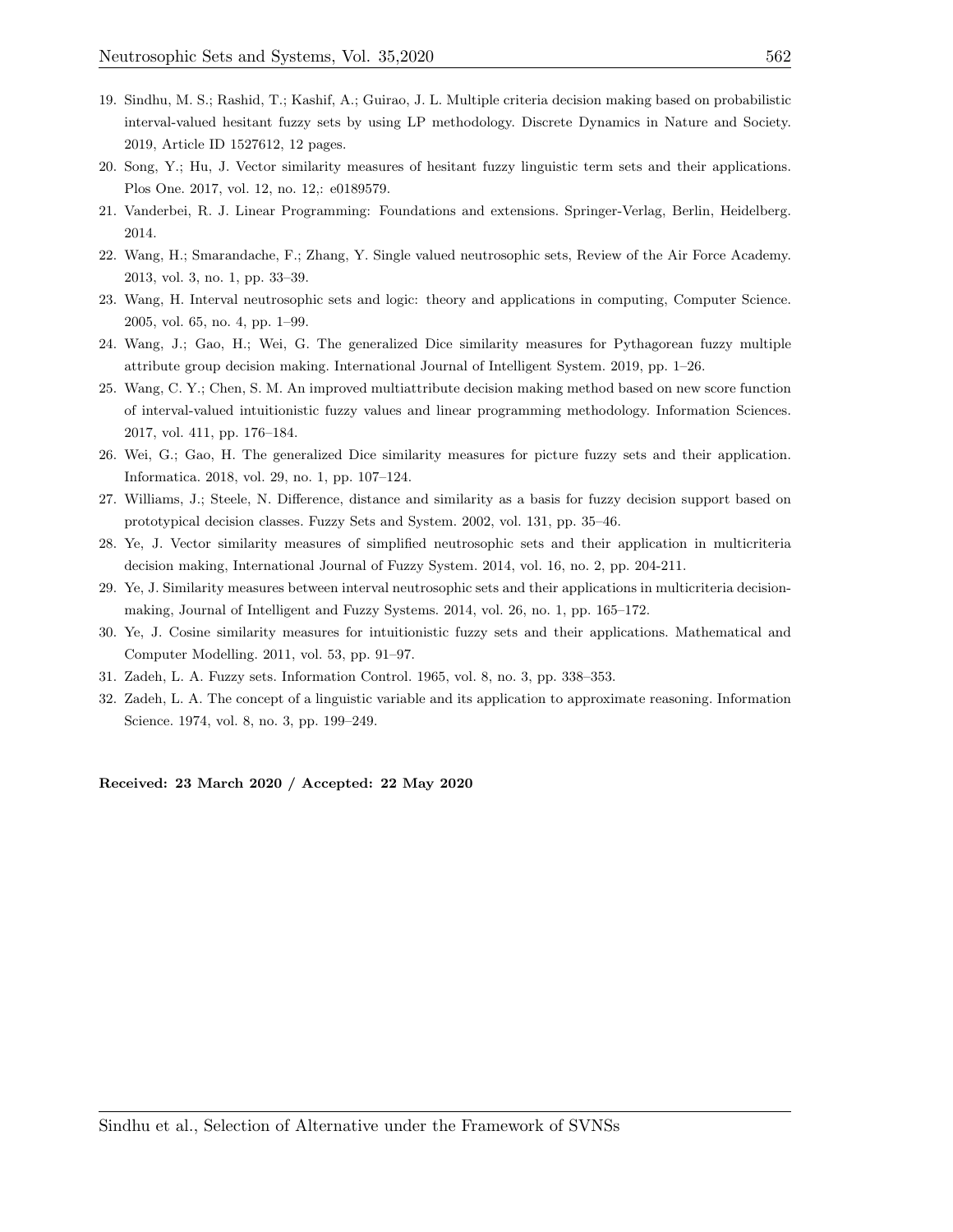19. Sindhu, M. S.; Rashid, T.; Kashif, A.; Guirao, J. L. Multiple criteria decision making based on probabilistic interval-valued hesitant fuzzy sets by using LP methodology. Discrete Dynamics in Nature and Society. 2019, Article ID 1527612, 12 pages.
20. Song, Y.; Hu, J. Vector similarity measures of hesitant fuzzy linguistic term sets and their applications. Plos One. 2017, vol. 12, no. 12,: e0189579.
21. Vanderbei, R. J. Linear Programming: Foundations and extensions. Springer-Verlag, Berlin, Heidelberg. 2014.
22. Wang, H.; Smarandache, F.; Zhang, Y. Single valued neutrosophic sets, Review of the Air Force Academy. 2013, vol. 3, no. 1, pp. 33–39.
23. Wang, H. Interval neutrosophic sets and logic: theory and applications in computing, Computer Science. 2005, vol. 65, no. 4, pp. 1–99.
24. Wang, J.; Gao, H.; Wei, G. The generalized Dice similarity measures for Pythagorean fuzzy multiple attribute group decision making. International Journal of Intelligent System. 2019, pp. 1–26.
25. Wang, C. Y.; Chen, S. M. An improved multiattribute decision making method based on new score function of interval-valued intuitionistic fuzzy values and linear programming methodology. Information Sciences. 2017, vol. 411, pp. 176–184.
26. Wei, G.; Gao, H. The generalized Dice similarity measures for picture fuzzy sets and their application. Informatica. 2018, vol. 29, no. 1, pp. 107–124.
27. Williams, J.; Steele, N. Difference, distance and similarity as a basis for fuzzy decision support based on prototypical decision classes. Fuzzy Sets and System. 2002, vol. 131, pp. 35–46.
28. Ye, J. Vector similarity measures of simplified neutrosophic sets and their application in multicriteria decision making, International Journal of Fuzzy System. 2014, vol. 16, no. 2, pp. 204-211.
29. Ye, J. Similarity measures between interval neutrosophic sets and their applications in multicriteria decision-making, Journal of Intelligent and Fuzzy Systems. 2014, vol. 26, no. 1, pp. 165–172.
30. Ye, J. Cosine similarity measures for intuitionistic fuzzy sets and their applications. Mathematical and Computer Modelling. 2011, vol. 53, pp. 91–97.
31. Zadeh, L. A. Fuzzy sets. Information Control. 1965, vol. 8, no. 3, pp. 338–353.
32. Zadeh, L. A. The concept of a linguistic variable and its application to approximate reasoning. Information Science. 1974, vol. 8, no. 3, pp. 199–249.

**Received: 23 March 2020 / Accepted: 22 May 2020**